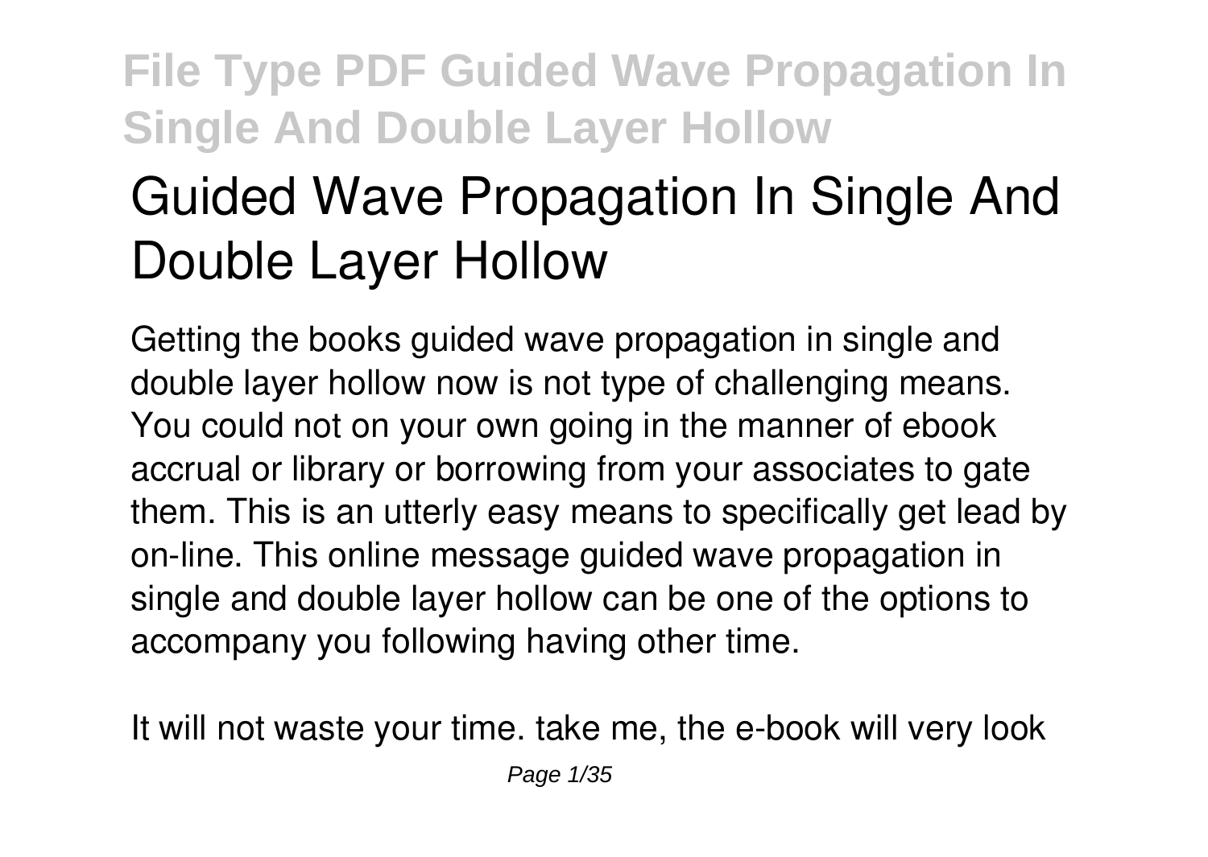# Guided Wave Propagation In Single And Double Layer Hollow

Getting the books guided wave propagation in single and double layer hollow now is not type of challenging means. You could not on your own going in the manner of ebook accrual or library or borrowing from your associates to gate them. This is an utterly easy means to specifically get lead by on-line. This online message guided wave propagation in single and double layer hollow can be one of the options to accompany you following having other time.

It will not waste your time. take me, the e-book will very look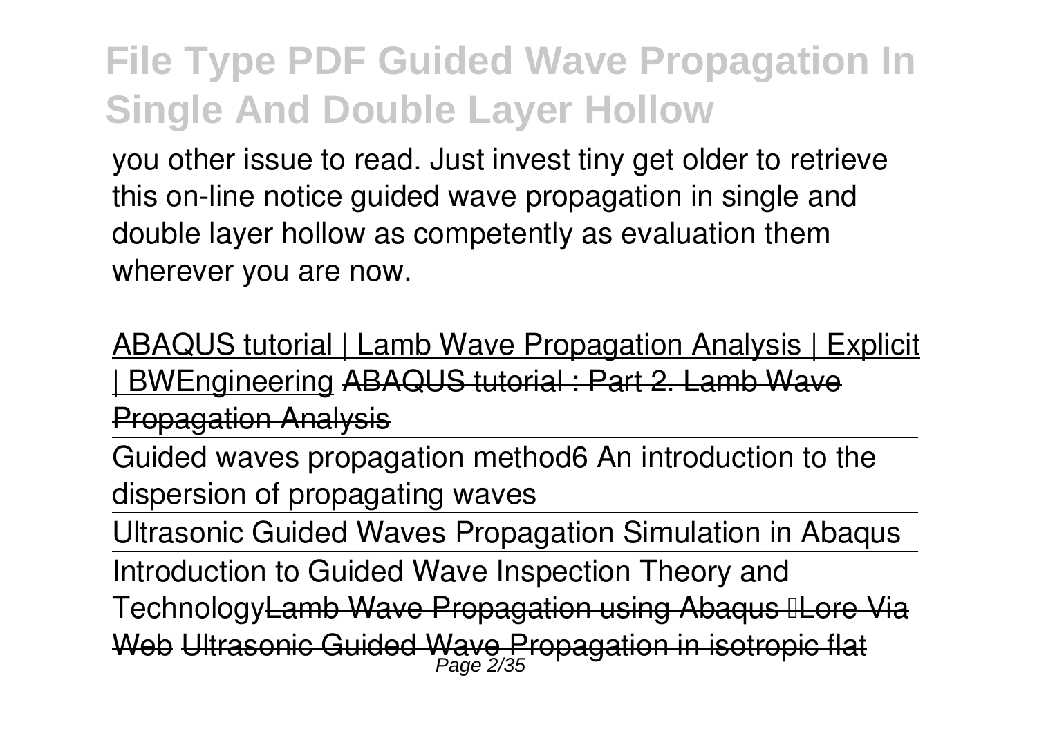you other issue to read. Just invest tiny get older to retrieve this on-line notice guided wave propagation in single and double layer hollow as competently as evaluation them wherever you are now.

ABAQUS tutorial | Lamb Wave Propagation Analysis | Explicit | BWEngineering ~~ABAQUS tutorial : Part 2. Lamb Wave Propagation Analysis~~

Guided waves propagation method6 An introduction to the dispersion of propagating waves

Ultrasonic Guided Waves Propagation Simulation in Abaqus

Introduction to Guided Wave Inspection Theory and Technology~~Lamb Wave Propagation using Abaqus ILore Via Web~~ ~~Ultrasonic Guided Wave Propagation in isotropic flat~~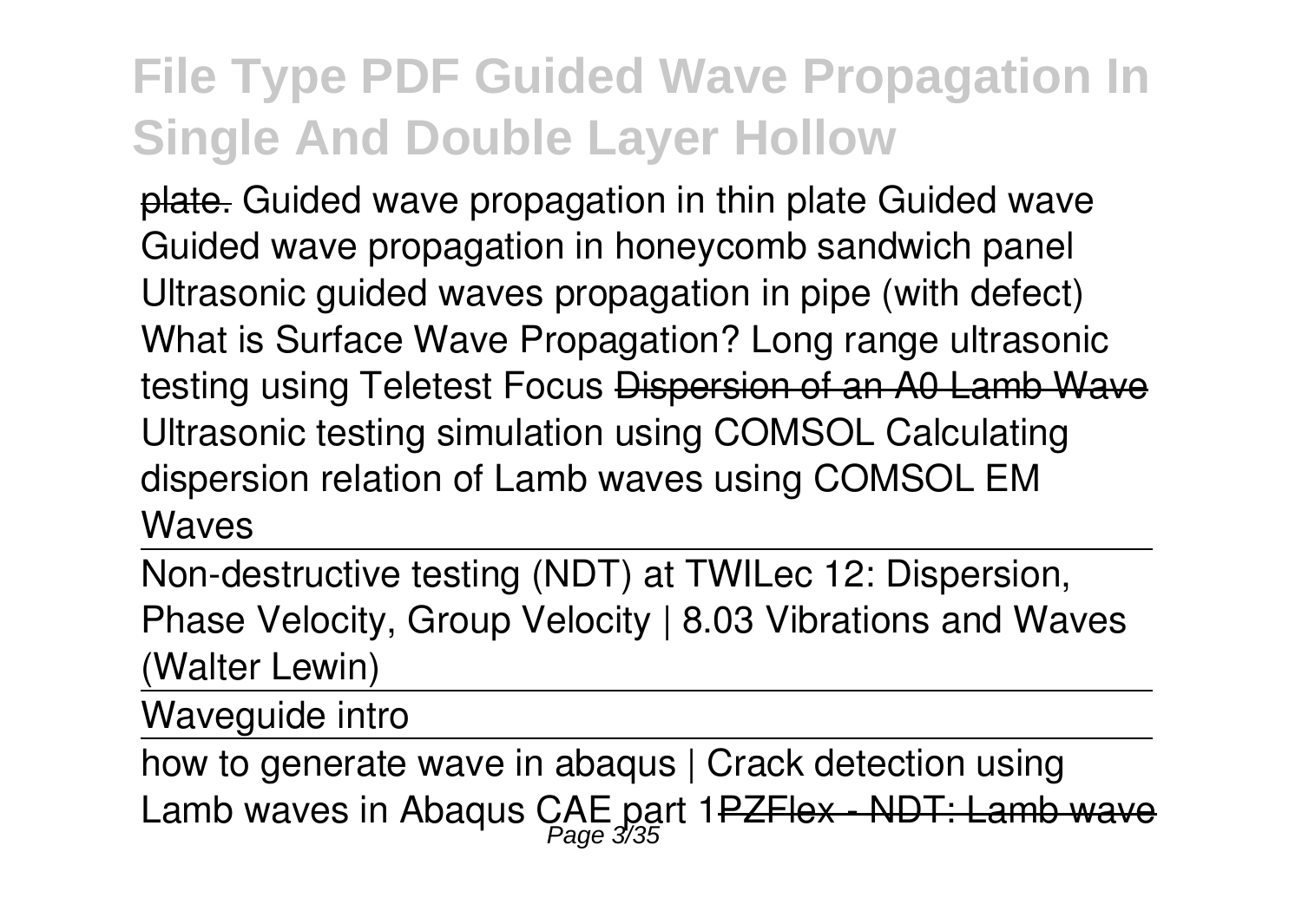~~plate.~~ Guided wave propagation in thin plate Guided wave Guided wave propagation in honeycomb sandwich panel Ultrasonic guided waves propagation in pipe (with defect) What is Surface Wave Propagation? Long range ultrasonic testing using Teletest Focus ~~Dispersion of an A0 Lamb Wave~~ Ultrasonic testing simulation using COMSOL Calculating dispersion relation of Lamb waves using COMSOL EM Waves

Non-destructive testing (NDT) at TWILec 12: Dispersion, Phase Velocity, Group Velocity | 8.03 Vibrations and Waves (Walter Lewin)

Waveguide intro

how to generate wave in abaqus | Crack detection using Lamb waves in Abaqus CAE part 1~~PZFlex - NDT: Lamb wave~~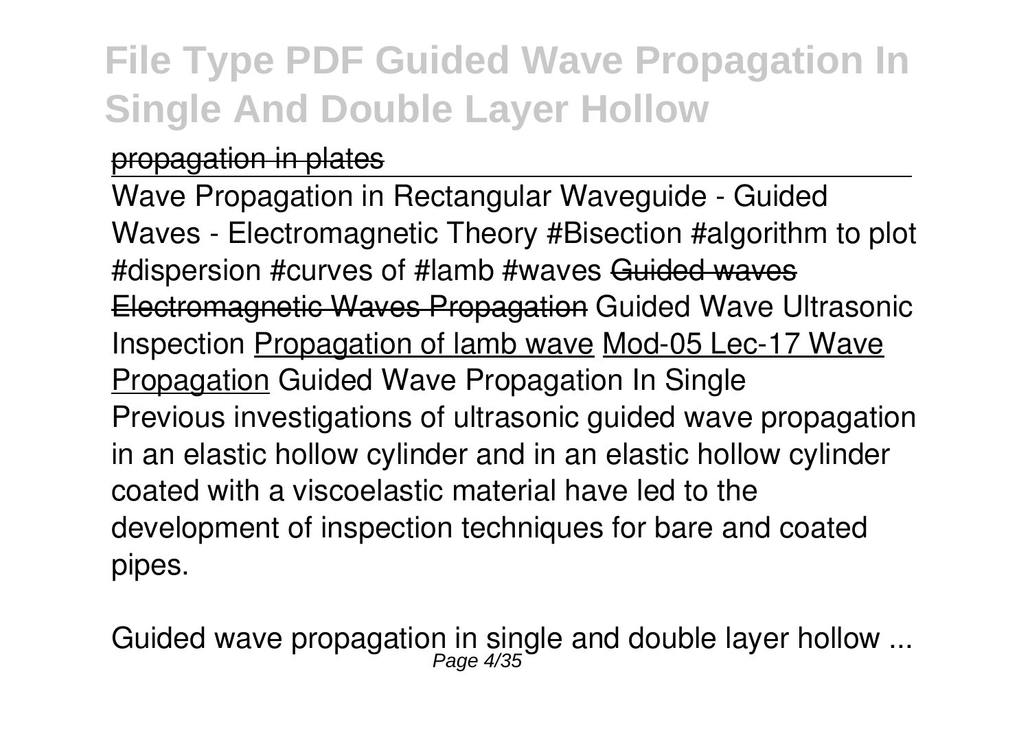propagation in plates

Wave Propagation in Rectangular Waveguide - Guided Waves - Electromagnetic Theory #Bisection #algorithm to plot #dispersion #curves of #lamb #waves Guided waves Electromagnetic Waves Propagation Guided Wave Ultrasonic Inspection Propagation of lamb wave Mod-05 Lec-17 Wave Propagation Guided Wave Propagation In Single
Previous investigations of ultrasonic guided wave propagation in an elastic hollow cylinder and in an elastic hollow cylinder coated with a viscoelastic material have led to the development of inspection techniques for bare and coated pipes.

Guided wave propagation in single and double layer hollow ...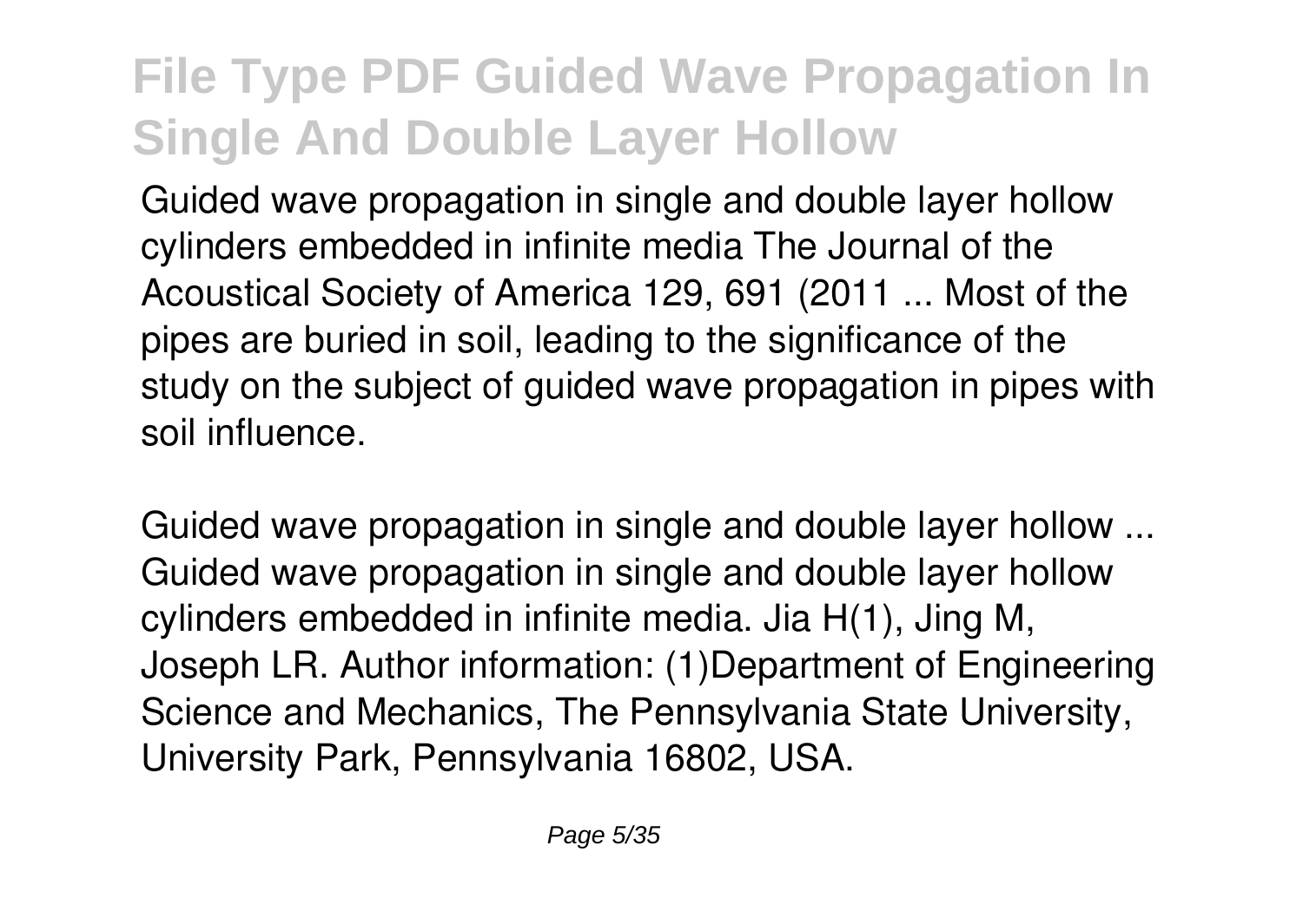Guided wave propagation in single and double layer hollow cylinders embedded in infinite media The Journal of the Acoustical Society of America 129, 691 (2011 ... Most of the pipes are buried in soil, leading to the significance of the study on the subject of guided wave propagation in pipes with soil influence.

*Guided wave propagation in single and double layer hollow ...*
Guided wave propagation in single and double layer hollow cylinders embedded in infinite media. Jia H(1), Jing M, Joseph LR. Author information: (1)Department of Engineering Science and Mechanics, The Pennsylvania State University, University Park, Pennsylvania 16802, USA.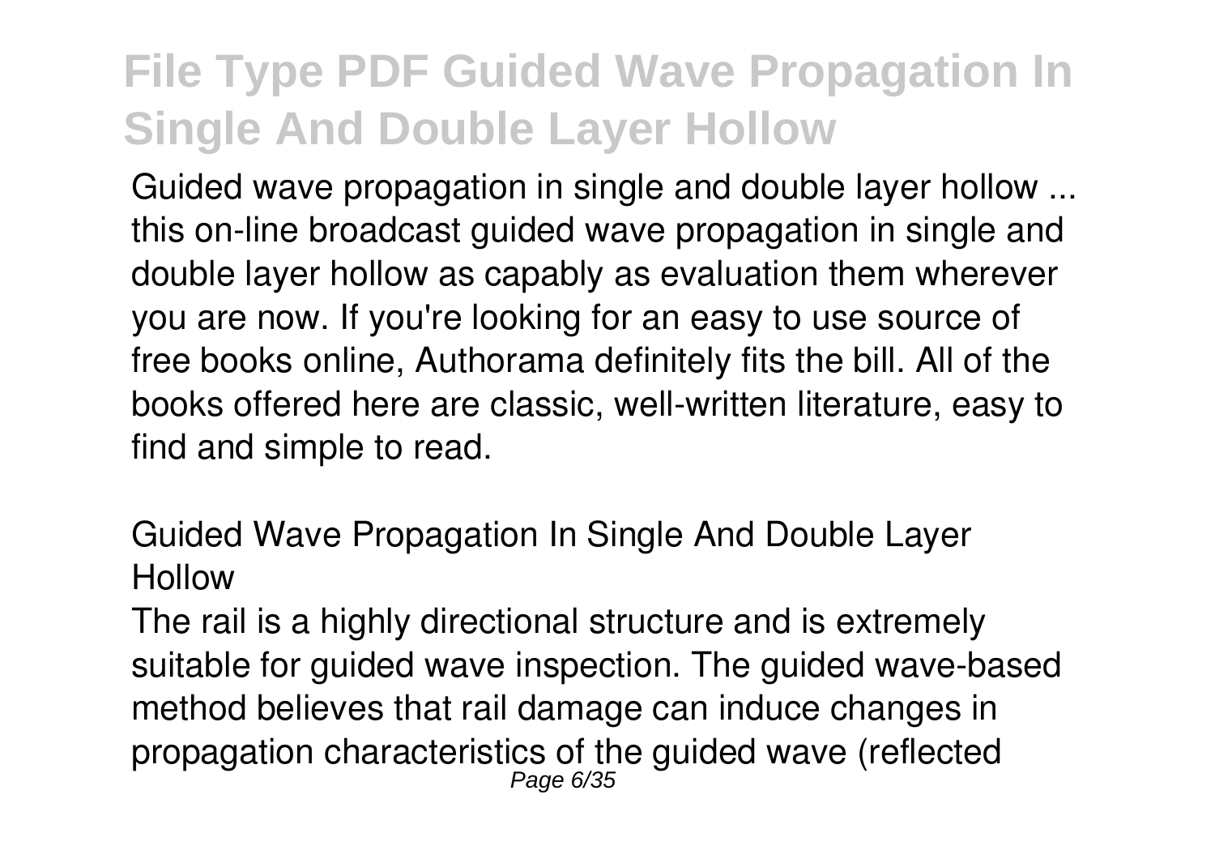Guided wave propagation in single and double layer hollow ... this on-line broadcast guided wave propagation in single and double layer hollow as capably as evaluation them wherever you are now. If you're looking for an easy to use source of free books online, Authorama definitely fits the bill. All of the books offered here are classic, well-written literature, easy to find and simple to read.

## Guided Wave Propagation In Single And Double Layer Hollow

The rail is a highly directional structure and is extremely suitable for guided wave inspection. The guided wave-based method believes that rail damage can induce changes in propagation characteristics of the guided wave (reflected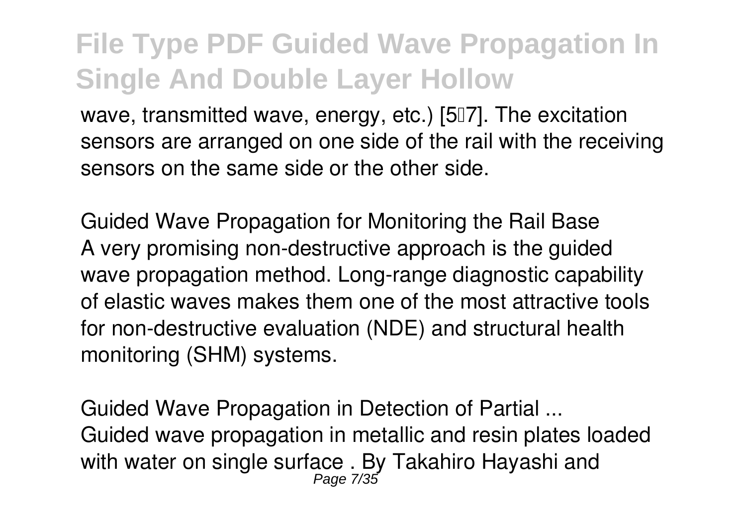wave, transmitted wave, energy, etc.) [5–7]. The excitation sensors are arranged on one side of the rail with the receiving sensors on the same side or the other side.

*Guided Wave Propagation for Monitoring the Rail Base*
A very promising non-destructive approach is the guided wave propagation method. Long-range diagnostic capability of elastic waves makes them one of the most attractive tools for non-destructive evaluation (NDE) and structural health monitoring (SHM) systems.

*Guided Wave Propagation in Detection of Partial ...*
Guided wave propagation in metallic and resin plates loaded with water on single surface . By Takahiro Hayashi and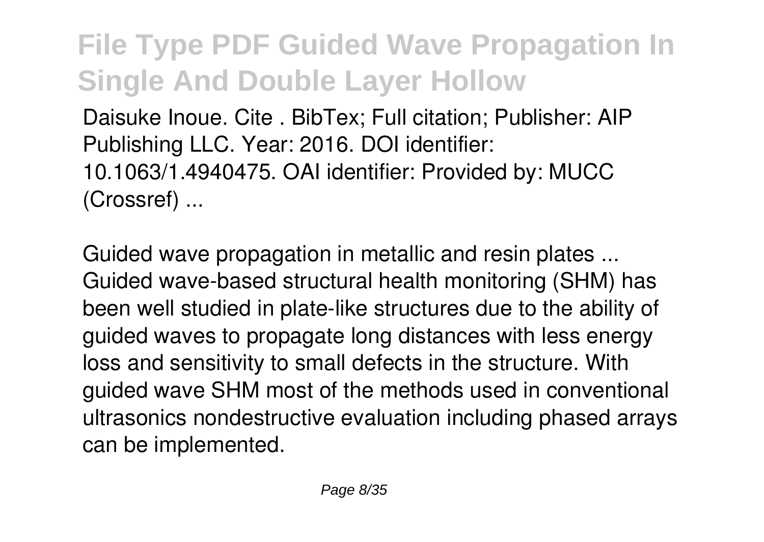Daisuke Inoue. Cite . BibTex; Full citation; Publisher: AIP Publishing LLC. Year: 2016. DOI identifier: 10.1063/1.4940475. OAI identifier: Provided by: MUCC (Crossref) ...

**Guided wave propagation in metallic and resin plates ...**

Guided wave-based structural health monitoring (SHM) has been well studied in plate-like structures due to the ability of guided waves to propagate long distances with less energy loss and sensitivity to small defects in the structure. With guided wave SHM most of the methods used in conventional ultrasonics nondestructive evaluation including phased arrays can be implemented.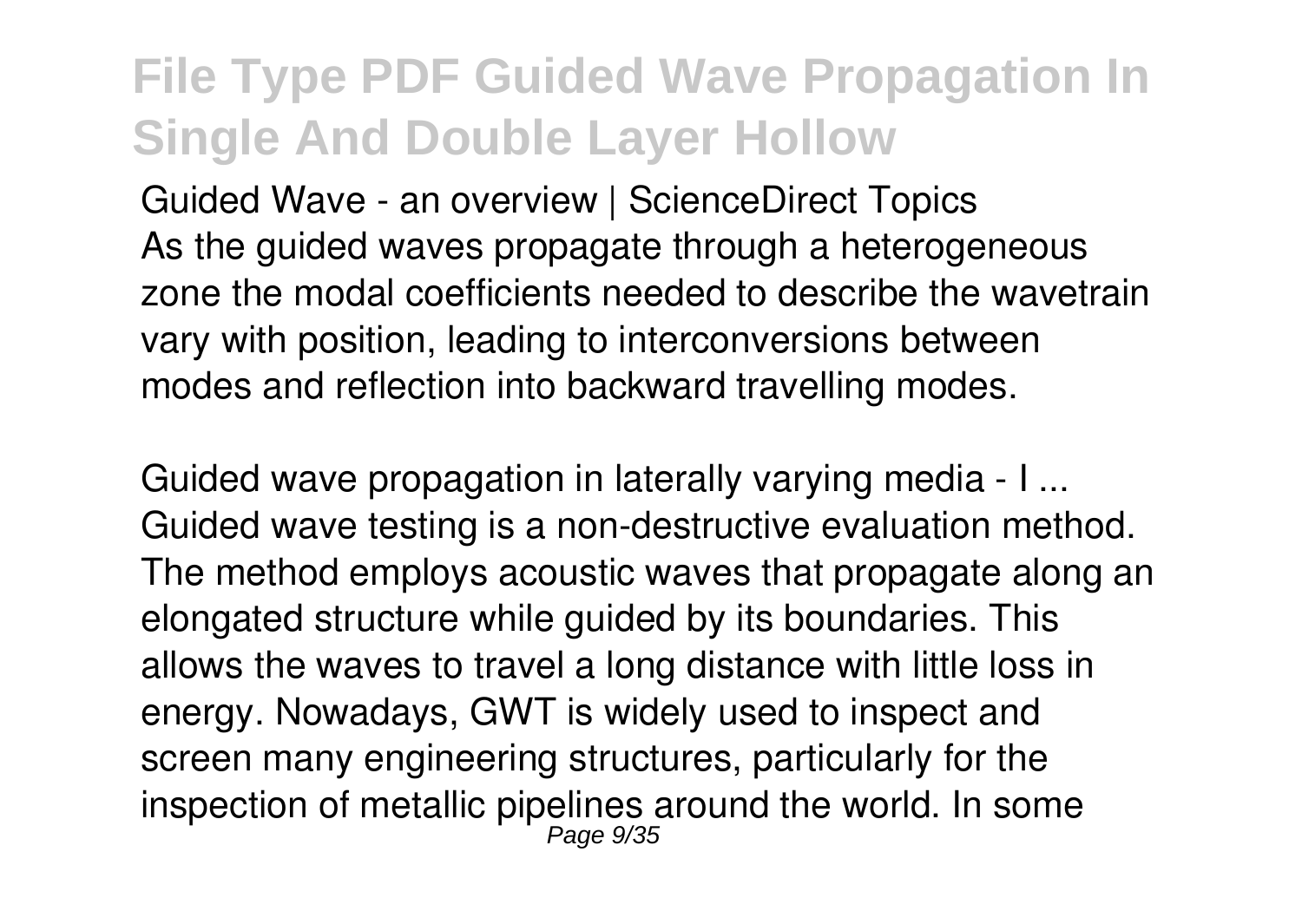Guided Wave - an overview | ScienceDirect Topics

As the guided waves propagate through a heterogeneous zone the modal coefficients needed to describe the wavetrain vary with position, leading to interconversions between modes and reflection into backward travelling modes.

Guided wave propagation in laterally varying media - I ...

Guided wave testing is a non-destructive evaluation method. The method employs acoustic waves that propagate along an elongated structure while guided by its boundaries. This allows the waves to travel a long distance with little loss in energy. Nowadays, GWT is widely used to inspect and screen many engineering structures, particularly for the inspection of metallic pipelines around the world. In some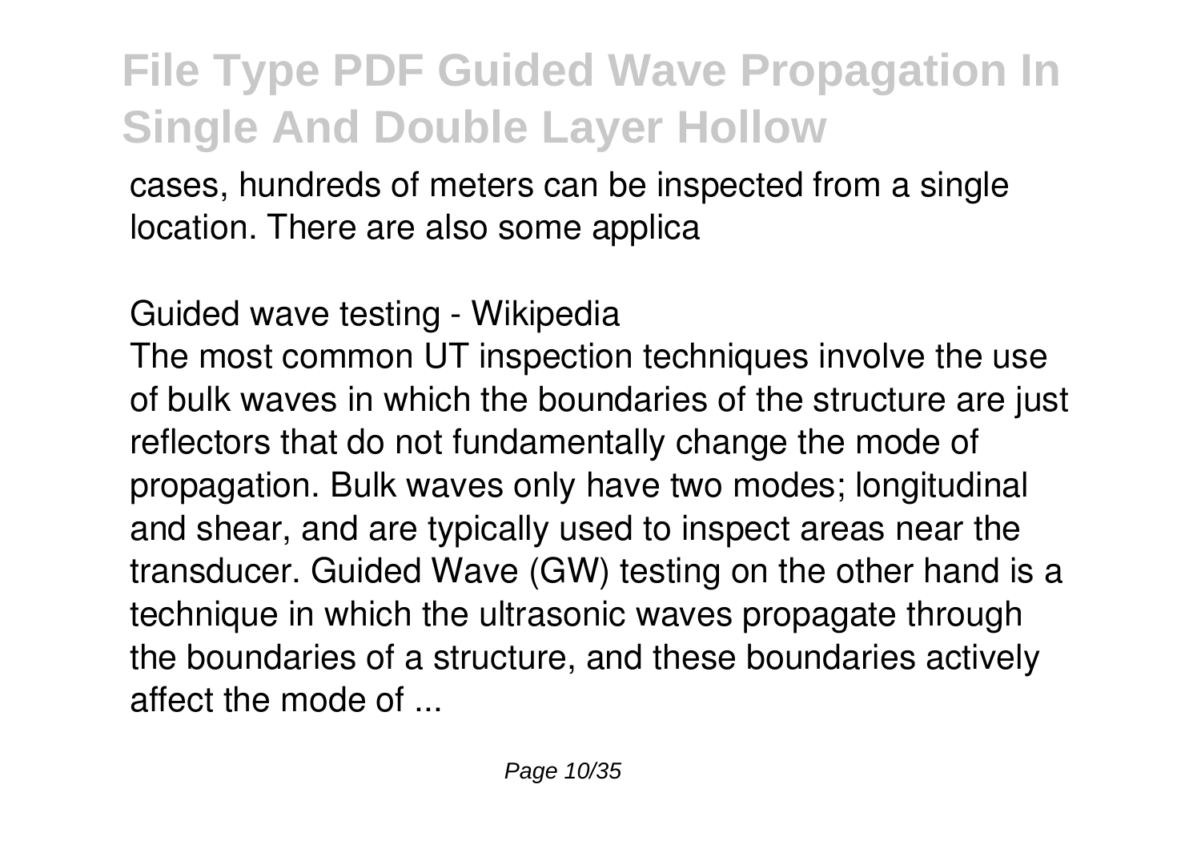cases, hundreds of meters can be inspected from a single location. There are also some applica

## Guided wave testing - Wikipedia

The most common UT inspection techniques involve the use of bulk waves in which the boundaries of the structure are just reflectors that do not fundamentally change the mode of propagation. Bulk waves only have two modes; longitudinal and shear, and are typically used to inspect areas near the transducer. Guided Wave (GW) testing on the other hand is a technique in which the ultrasonic waves propagate through the boundaries of a structure, and these boundaries actively affect the mode of ...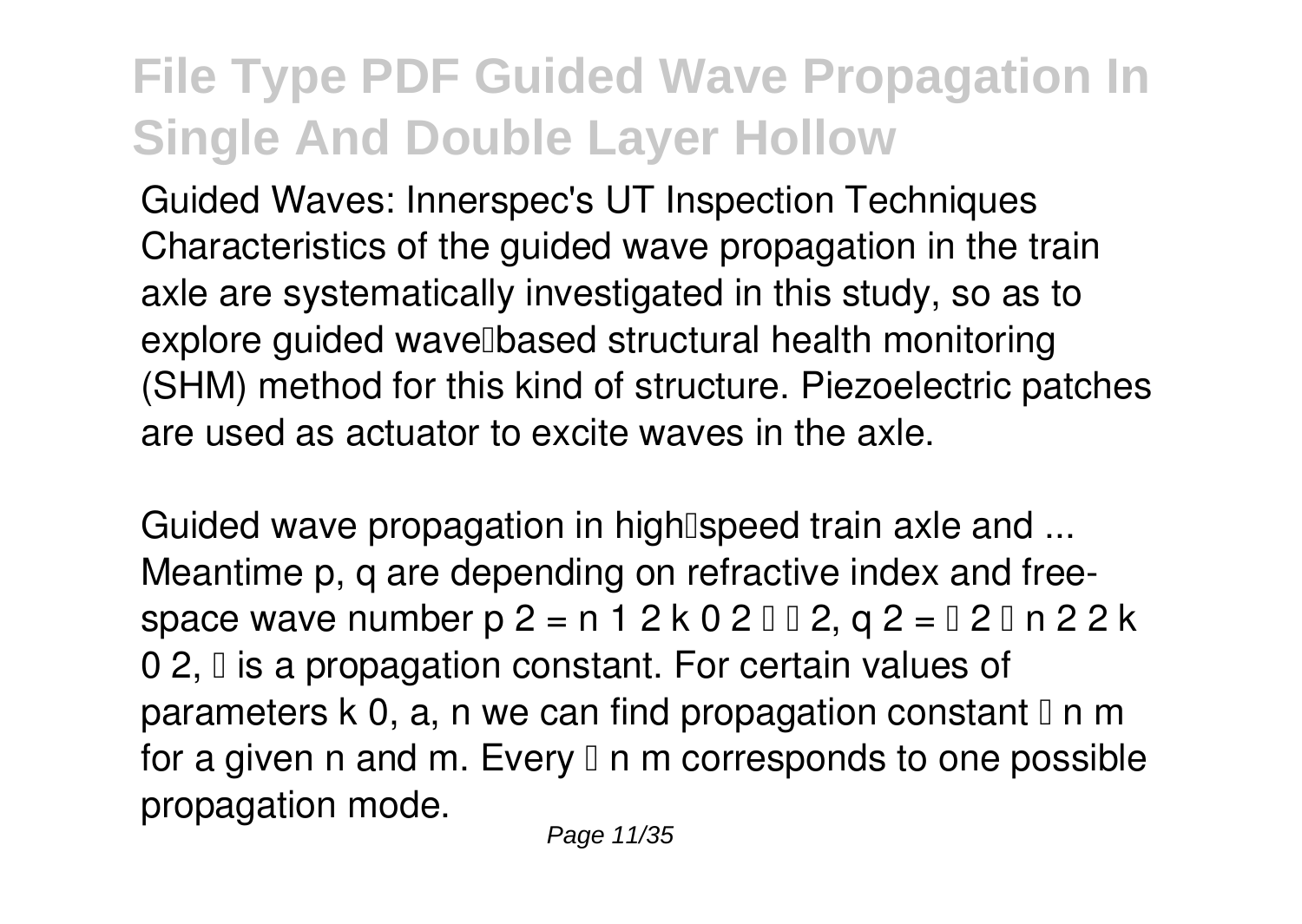Guided Waves: Innerspec's UT Inspection Techniques
Characteristics of the guided wave propagation in the train axle are systematically investigated in this study, so as to explore guided wave-based structural health monitoring (SHM) method for this kind of structure. Piezoelectric patches are used as actuator to excite waves in the axle.

Guided wave propagation in high-speed train axle and ...
Meantime p, q are depending on refractive index and free-space wave number $p^2 = n_1^2 k_0^2 - \beta^2$, $q^2 = \beta^2 - n_2^2 k_0^2$, $\beta$ is a propagation constant. For certain values of parameters $k_0$, a, n we can find propagation constant $\beta_{nm}$ for a given n and m. Every $\beta_{nm}$ corresponds to one possible propagation mode.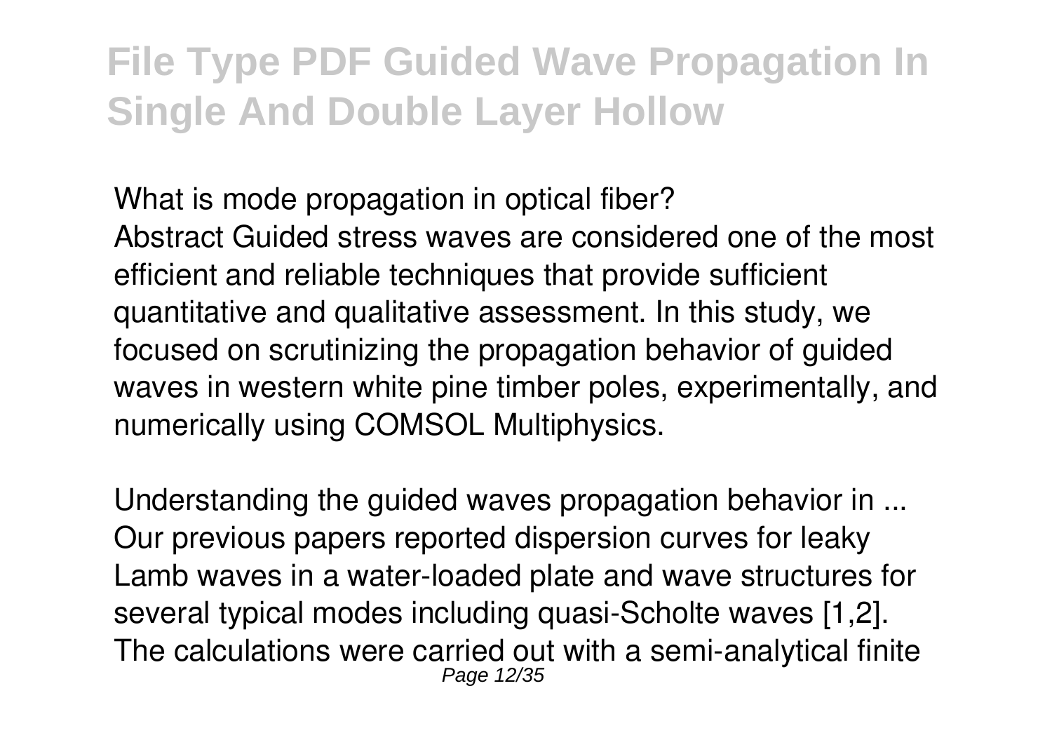*What is mode propagation in optical fiber?*

Abstract Guided stress waves are considered one of the most efficient and reliable techniques that provide sufficient quantitative and qualitative assessment. In this study, we focused on scrutinizing the propagation behavior of guided waves in western white pine timber poles, experimentally, and numerically using COMSOL Multiphysics.

*Understanding the guided waves propagation behavior in ...*

Our previous papers reported dispersion curves for leaky Lamb waves in a water-loaded plate and wave structures for several typical modes including quasi-Scholte waves [1,2]. The calculations were carried out with a semi-analytical finite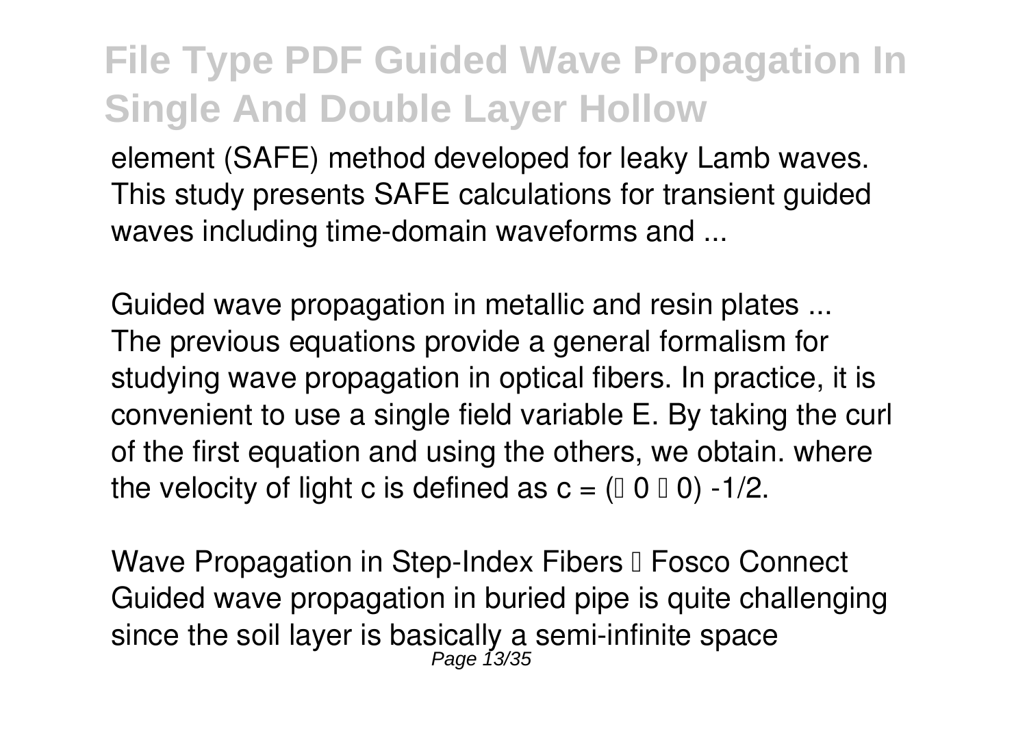element (SAFE) method developed for leaky Lamb waves. This study presents SAFE calculations for transient guided waves including time-domain waveforms and ...

*Guided wave propagation in metallic and resin plates ...*
The previous equations provide a general formalism for studying wave propagation in optical fibers. In practice, it is convenient to use a single field variable E. By taking the curl of the first equation and using the others, we obtain. where the velocity of light c is defined as $c = (\mu_0 \epsilon_0)^{-1/2}$.

*Wave Propagation in Step-Index Fibers – Fosco Connect*
Guided wave propagation in buried pipe is quite challenging since the soil layer is basically a semi-infinite space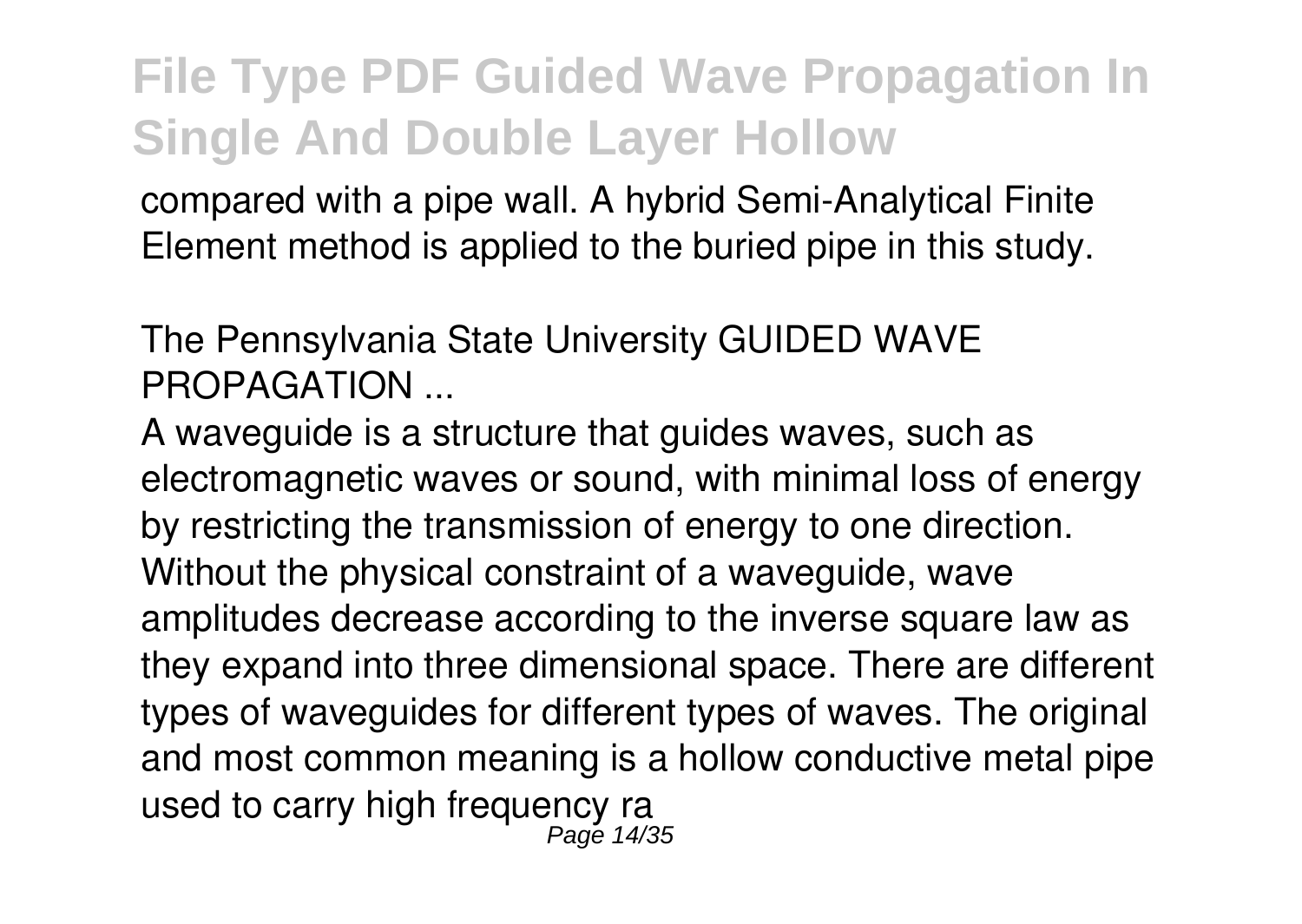compared with a pipe wall. A hybrid Semi-Analytical Finite Element method is applied to the buried pipe in this study.

The Pennsylvania State University GUIDED WAVE PROPAGATION ...

A waveguide is a structure that guides waves, such as electromagnetic waves or sound, with minimal loss of energy by restricting the transmission of energy to one direction. Without the physical constraint of a waveguide, wave amplitudes decrease according to the inverse square law as they expand into three dimensional space. There are different types of waveguides for different types of waves. The original and most common meaning is a hollow conductive metal pipe used to carry high frequency ra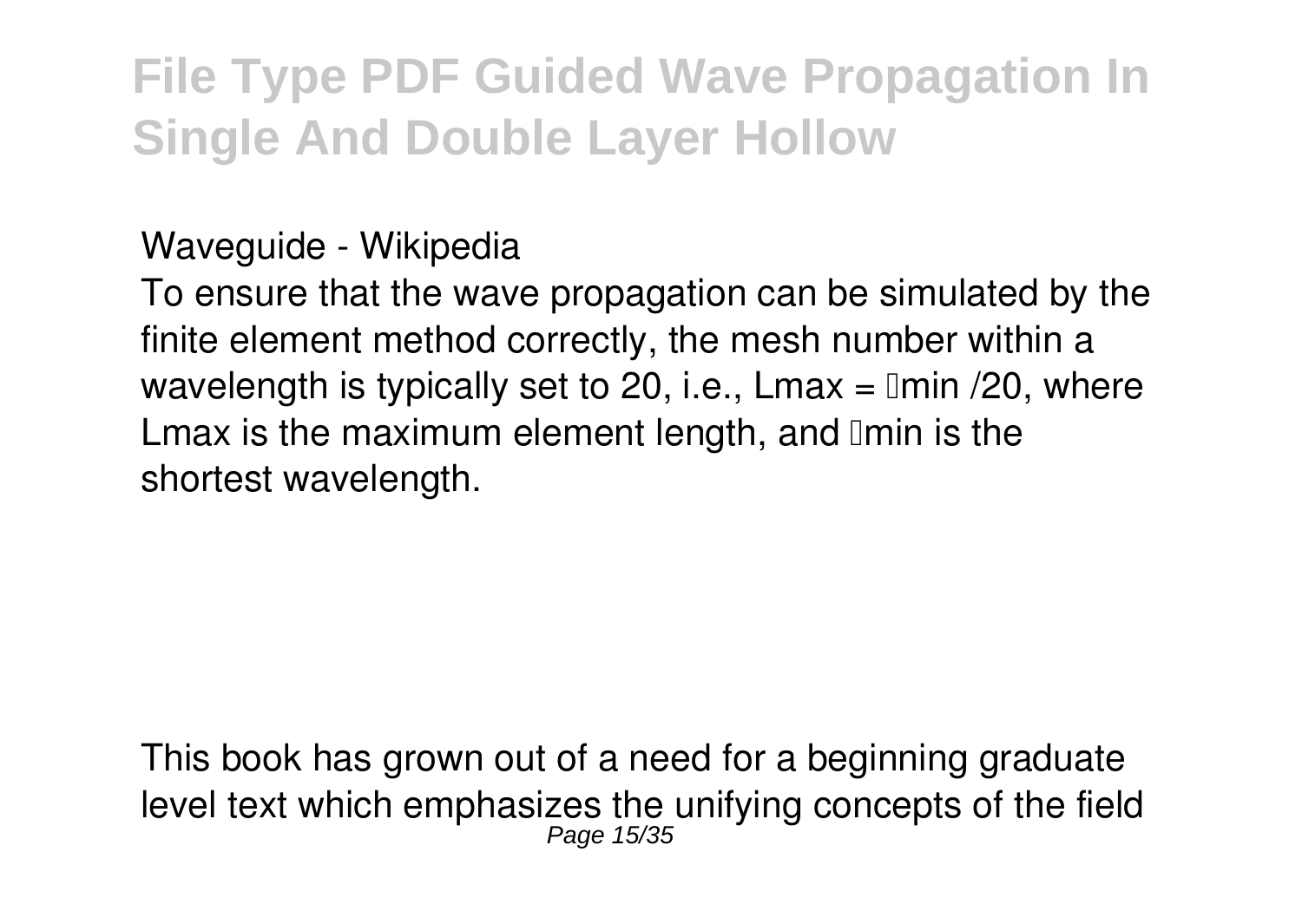Waveguide - Wikipedia

To ensure that the wave propagation can be simulated by the finite element method correctly, the mesh number within a wavelength is typically set to 20, i.e., $L_{max} = \lambda_{min} / 20$, where $L_{max}$ is the maximum element length, and $\lambda_{min}$ is the shortest wavelength.

This book has grown out of a need for a beginning graduate level text which emphasizes the unifying concepts of the field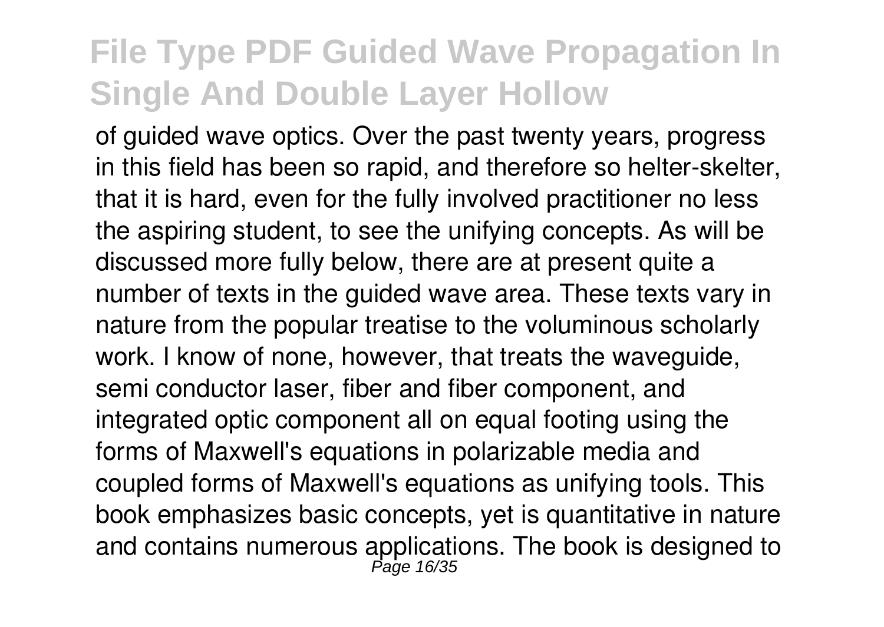of guided wave optics. Over the past twenty years, progress in this field has been so rapid, and therefore so helter-skelter, that it is hard, even for the fully involved practitioner no less the aspiring student, to see the unifying concepts. As will be discussed more fully below, there are at present quite a number of texts in the guided wave area. These texts vary in nature from the popular treatise to the voluminous scholarly work. I know of none, however, that treats the waveguide, semi conductor laser, fiber and fiber component, and integrated optic component all on equal footing using the forms of Maxwell's equations in polarizable media and coupled forms of Maxwell's equations as unifying tools. This book emphasizes basic concepts, yet is quantitative in nature and contains numerous applications. The book is designed to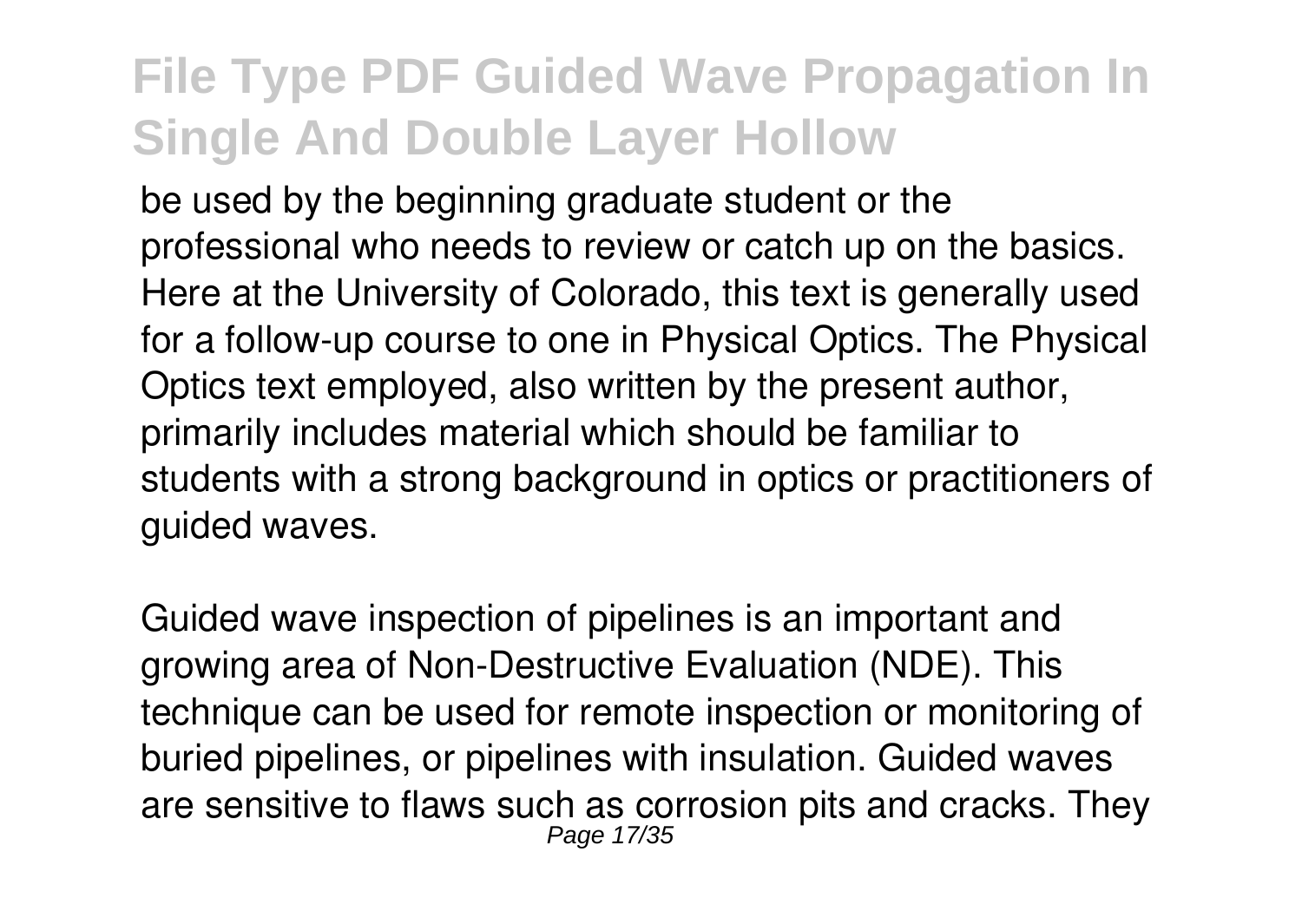be used by the beginning graduate student or the professional who needs to review or catch up on the basics. Here at the University of Colorado, this text is generally used for a follow-up course to one in Physical Optics. The Physical Optics text employed, also written by the present author, primarily includes material which should be familiar to students with a strong background in optics or practitioners of guided waves.

Guided wave inspection of pipelines is an important and growing area of Non-Destructive Evaluation (NDE). This technique can be used for remote inspection or monitoring of buried pipelines, or pipelines with insulation. Guided waves are sensitive to flaws such as corrosion pits and cracks. They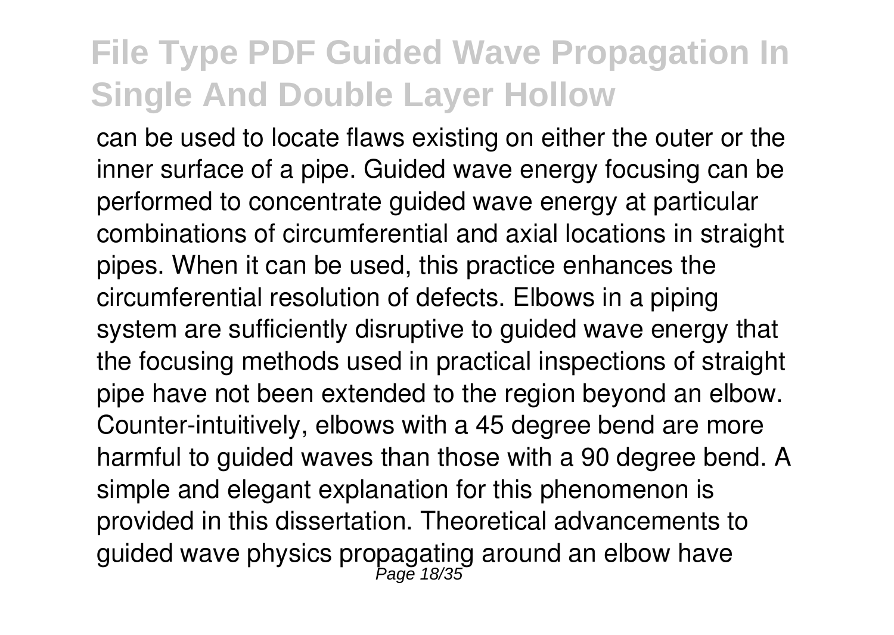can be used to locate flaws existing on either the outer or the inner surface of a pipe. Guided wave energy focusing can be performed to concentrate guided wave energy at particular combinations of circumferential and axial locations in straight pipes. When it can be used, this practice enhances the circumferential resolution of defects. Elbows in a piping system are sufficiently disruptive to guided wave energy that the focusing methods used in practical inspections of straight pipe have not been extended to the region beyond an elbow. Counter-intuitively, elbows with a 45 degree bend are more harmful to guided waves than those with a 90 degree bend. A simple and elegant explanation for this phenomenon is provided in this dissertation. Theoretical advancements to guided wave physics propagating around an elbow have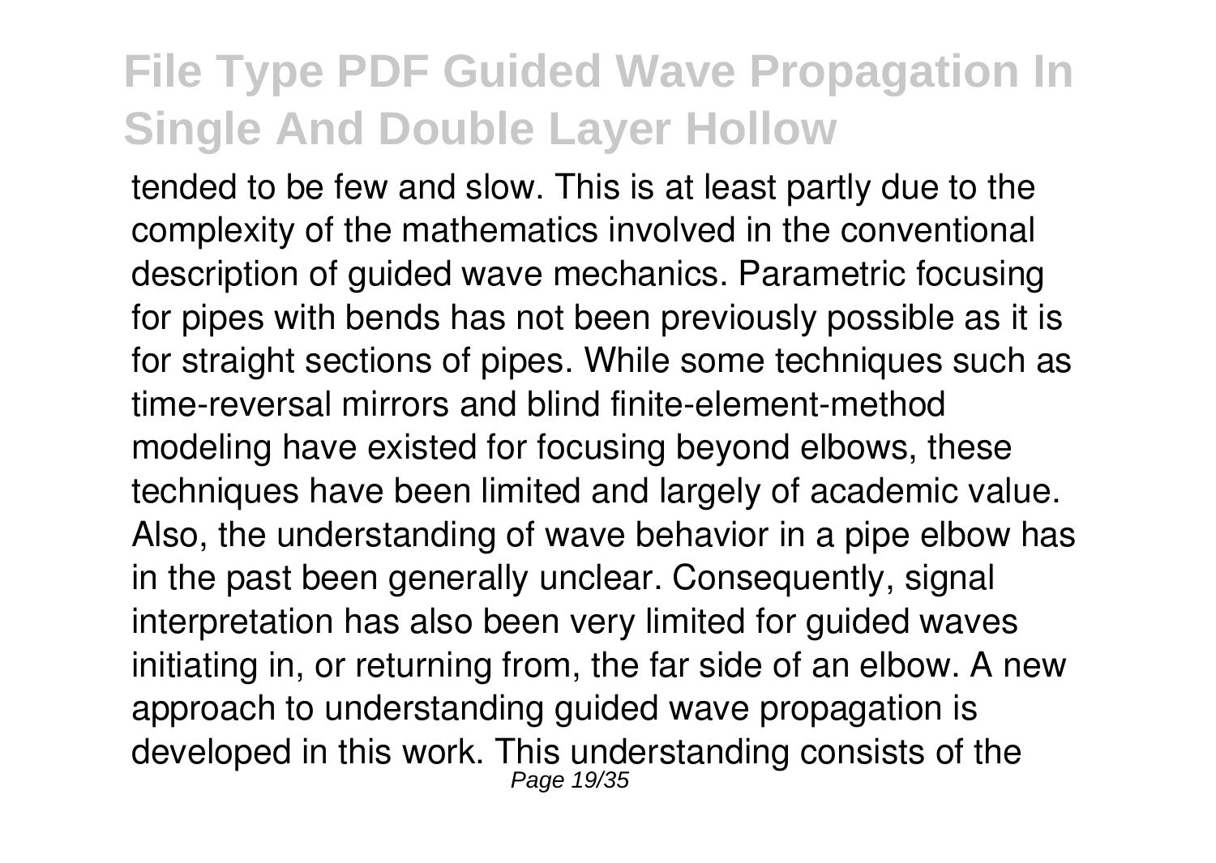tended to be few and slow. This is at least partly due to the complexity of the mathematics involved in the conventional description of guided wave mechanics. Parametric focusing for pipes with bends has not been previously possible as it is for straight sections of pipes. While some techniques such as time-reversal mirrors and blind finite-element-method modeling have existed for focusing beyond elbows, these techniques have been limited and largely of academic value. Also, the understanding of wave behavior in a pipe elbow has in the past been generally unclear. Consequently, signal interpretation has also been very limited for guided waves initiating in, or returning from, the far side of an elbow. A new approach to understanding guided wave propagation is developed in this work. This understanding consists of the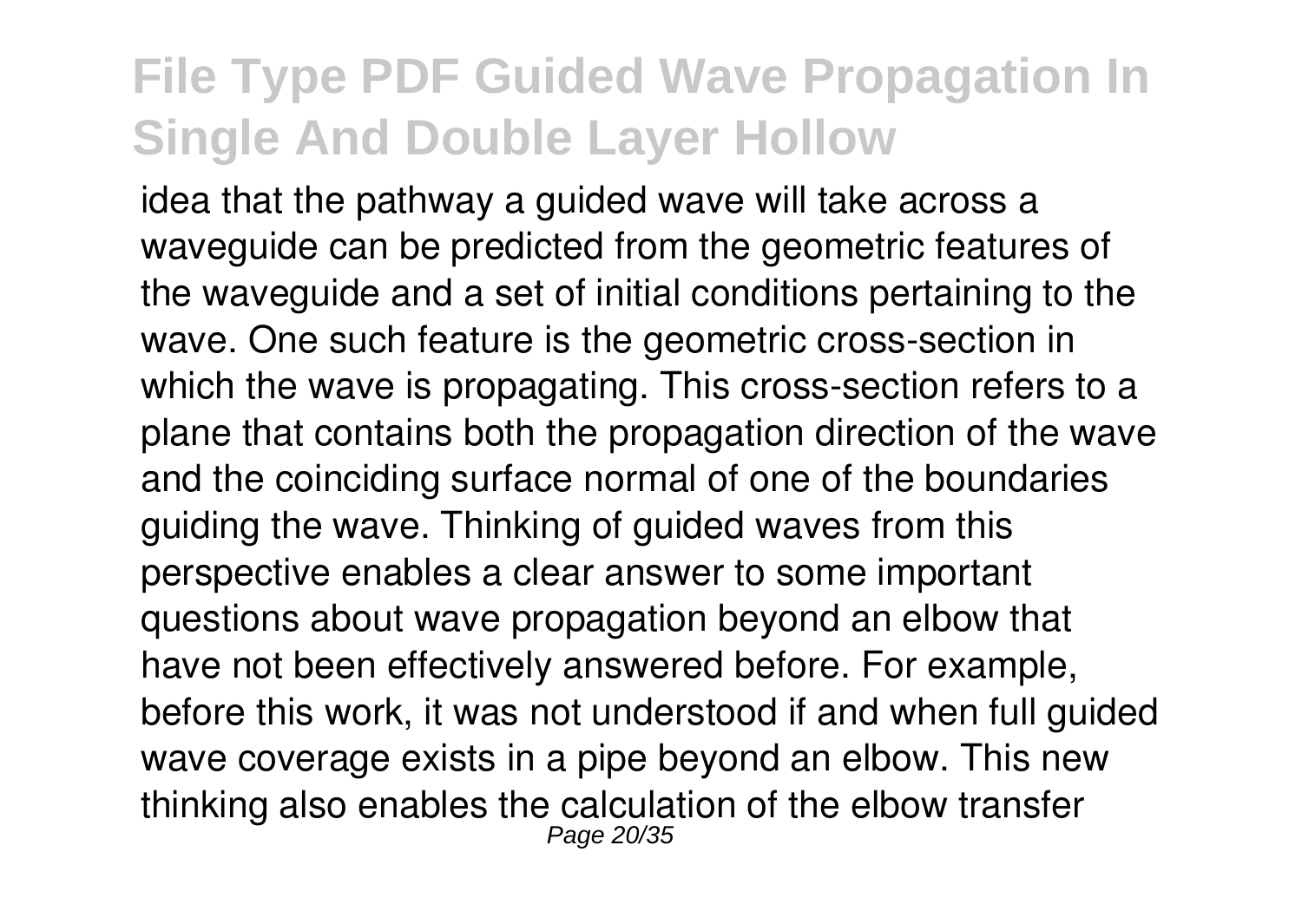idea that the pathway a guided wave will take across a waveguide can be predicted from the geometric features of the waveguide and a set of initial conditions pertaining to the wave. One such feature is the geometric cross-section in which the wave is propagating. This cross-section refers to a plane that contains both the propagation direction of the wave and the coinciding surface normal of one of the boundaries guiding the wave. Thinking of guided waves from this perspective enables a clear answer to some important questions about wave propagation beyond an elbow that have not been effectively answered before. For example, before this work, it was not understood if and when full guided wave coverage exists in a pipe beyond an elbow. This new thinking also enables the calculation of the elbow transfer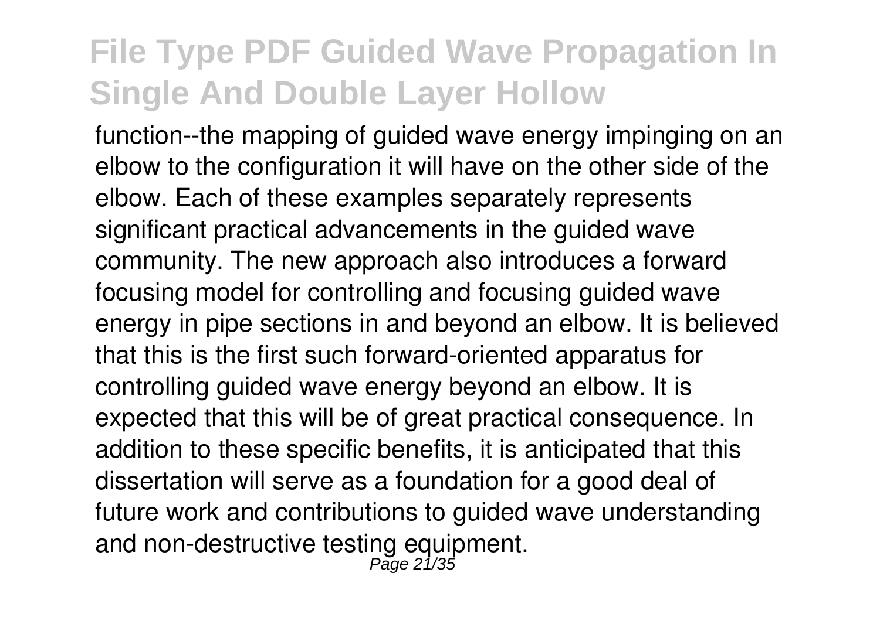function--the mapping of guided wave energy impinging on an elbow to the configuration it will have on the other side of the elbow. Each of these examples separately represents significant practical advancements in the guided wave community. The new approach also introduces a forward focusing model for controlling and focusing guided wave energy in pipe sections in and beyond an elbow. It is believed that this is the first such forward-oriented apparatus for controlling guided wave energy beyond an elbow. It is expected that this will be of great practical consequence. In addition to these specific benefits, it is anticipated that this dissertation will serve as a foundation for a good deal of future work and contributions to guided wave understanding and non-destructive testing equipment.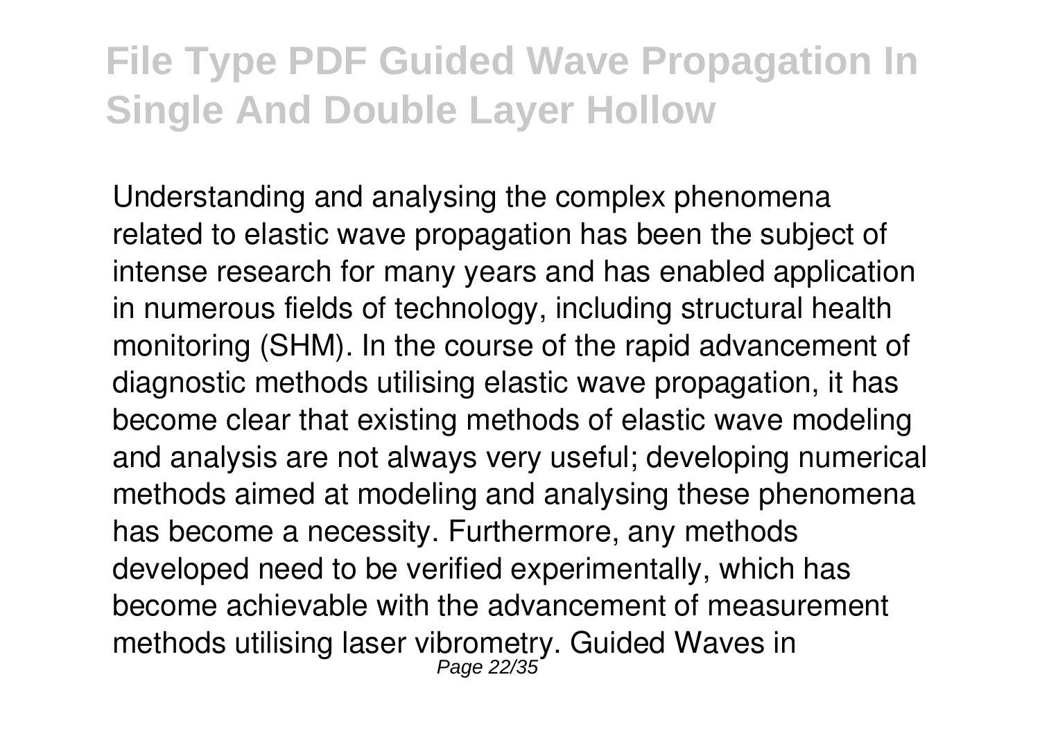Understanding and analysing the complex phenomena related to elastic wave propagation has been the subject of intense research for many years and has enabled application in numerous fields of technology, including structural health monitoring (SHM). In the course of the rapid advancement of diagnostic methods utilising elastic wave propagation, it has become clear that existing methods of elastic wave modeling and analysis are not always very useful; developing numerical methods aimed at modeling and analysing these phenomena has become a necessity. Furthermore, any methods developed need to be verified experimentally, which has become achievable with the advancement of measurement methods utilising laser vibrometry. Guided Waves in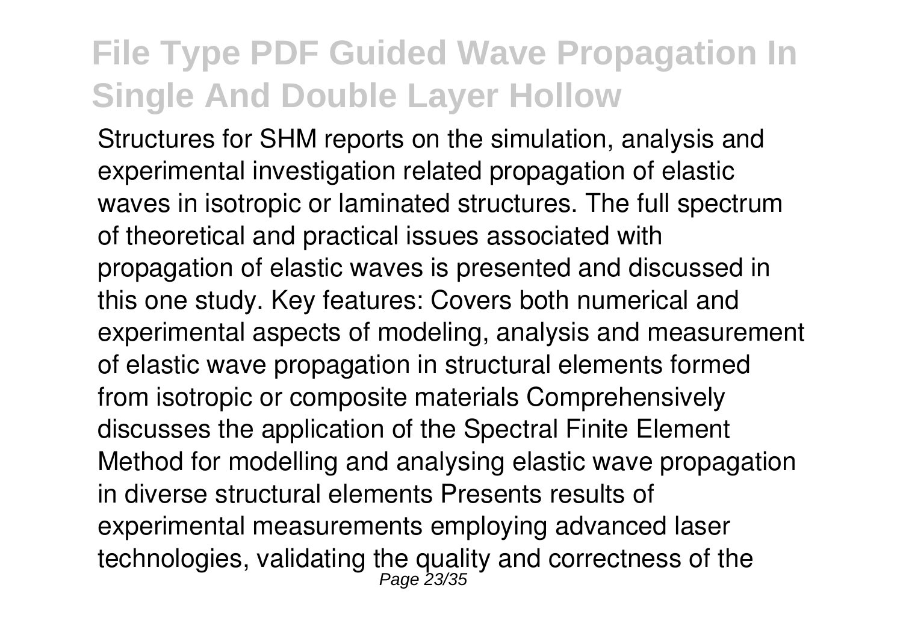Structures for SHM reports on the simulation, analysis and experimental investigation related propagation of elastic waves in isotropic or laminated structures. The full spectrum of theoretical and practical issues associated with propagation of elastic waves is presented and discussed in this one study. Key features: Covers both numerical and experimental aspects of modeling, analysis and measurement of elastic wave propagation in structural elements formed from isotropic or composite materials Comprehensively discusses the application of the Spectral Finite Element Method for modelling and analysing elastic wave propagation in diverse structural elements Presents results of experimental measurements employing advanced laser technologies, validating the quality and correctness of the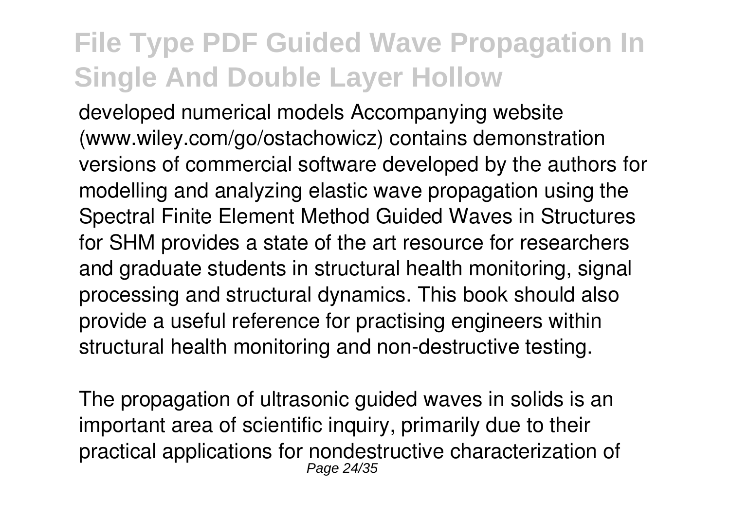developed numerical models Accompanying website (www.wiley.com/go/ostachowicz) contains demonstration versions of commercial software developed by the authors for modelling and analyzing elastic wave propagation using the Spectral Finite Element Method Guided Waves in Structures for SHM provides a state of the art resource for researchers and graduate students in structural health monitoring, signal processing and structural dynamics. This book should also provide a useful reference for practising engineers within structural health monitoring and non-destructive testing.

The propagation of ultrasonic guided waves in solids is an important area of scientific inquiry, primarily due to their practical applications for nondestructive characterization of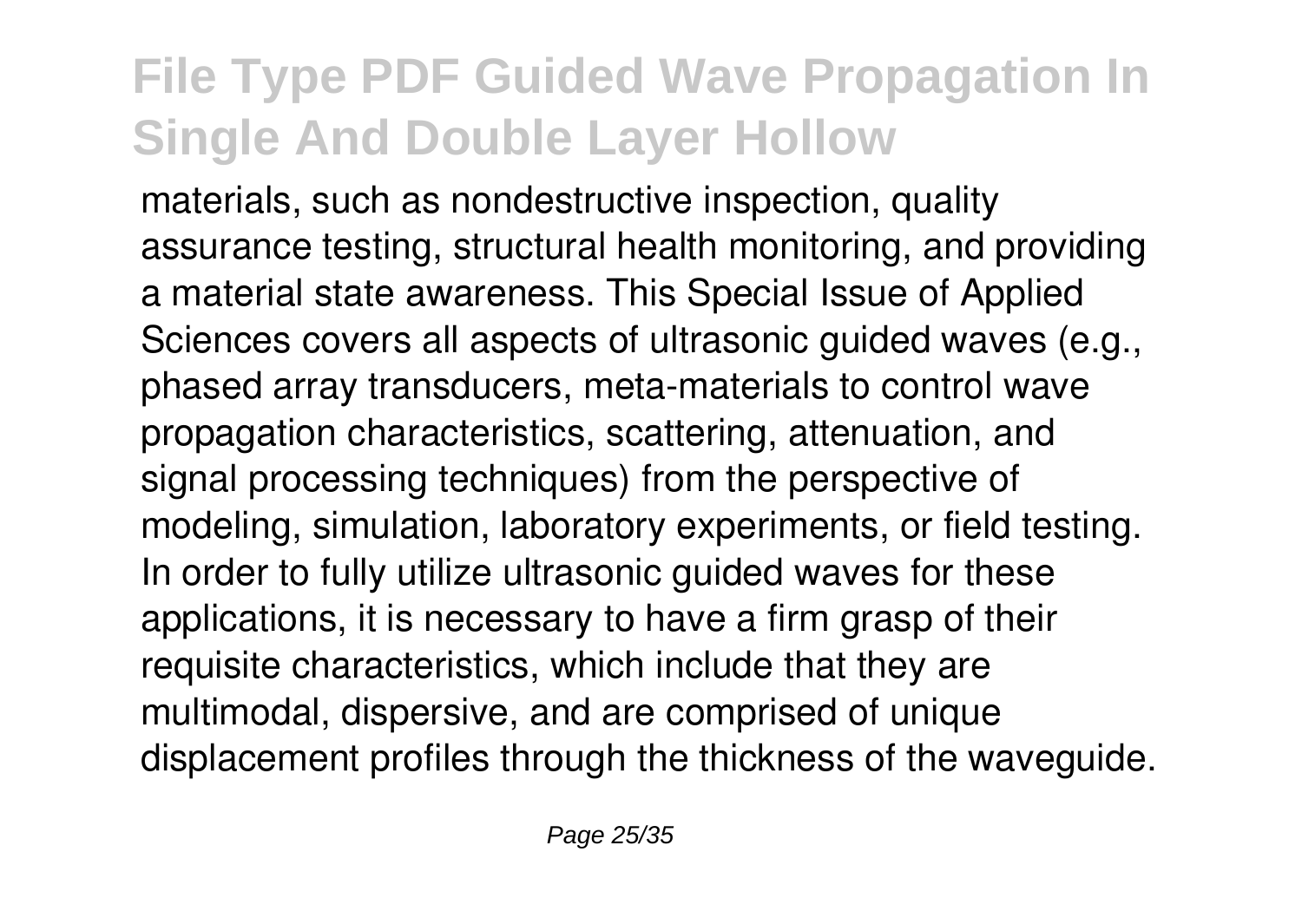materials, such as nondestructive inspection, quality assurance testing, structural health monitoring, and providing a material state awareness. This Special Issue of Applied Sciences covers all aspects of ultrasonic guided waves (e.g., phased array transducers, meta-materials to control wave propagation characteristics, scattering, attenuation, and signal processing techniques) from the perspective of modeling, simulation, laboratory experiments, or field testing. In order to fully utilize ultrasonic guided waves for these applications, it is necessary to have a firm grasp of their requisite characteristics, which include that they are multimodal, dispersive, and are comprised of unique displacement profiles through the thickness of the waveguide.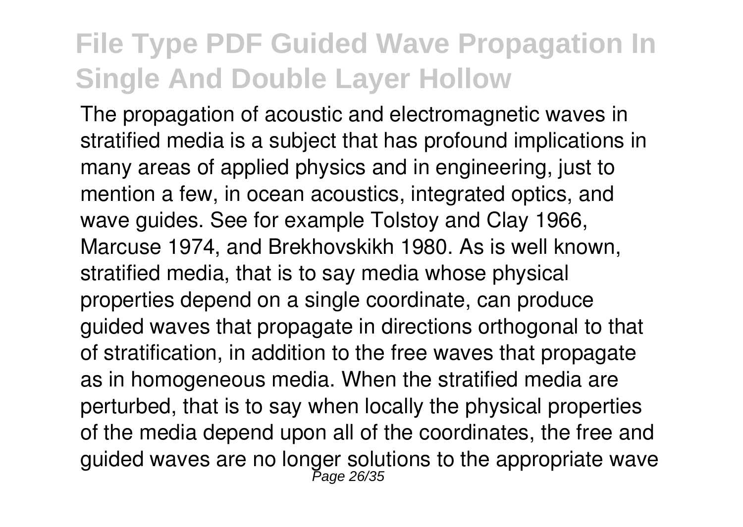The propagation of acoustic and electromagnetic waves in stratified media is a subject that has profound implications in many areas of applied physics and in engineering, just to mention a few, in ocean acoustics, integrated optics, and wave guides. See for example Tolstoy and Clay 1966, Marcuse 1974, and Brekhovskikh 1980. As is well known, stratified media, that is to say media whose physical properties depend on a single coordinate, can produce guided waves that propagate in directions orthogonal to that of stratification, in addition to the free waves that propagate as in homogeneous media. When the stratified media are perturbed, that is to say when locally the physical properties of the media depend upon all of the coordinates, the free and guided waves are no longer solutions to the appropriate wave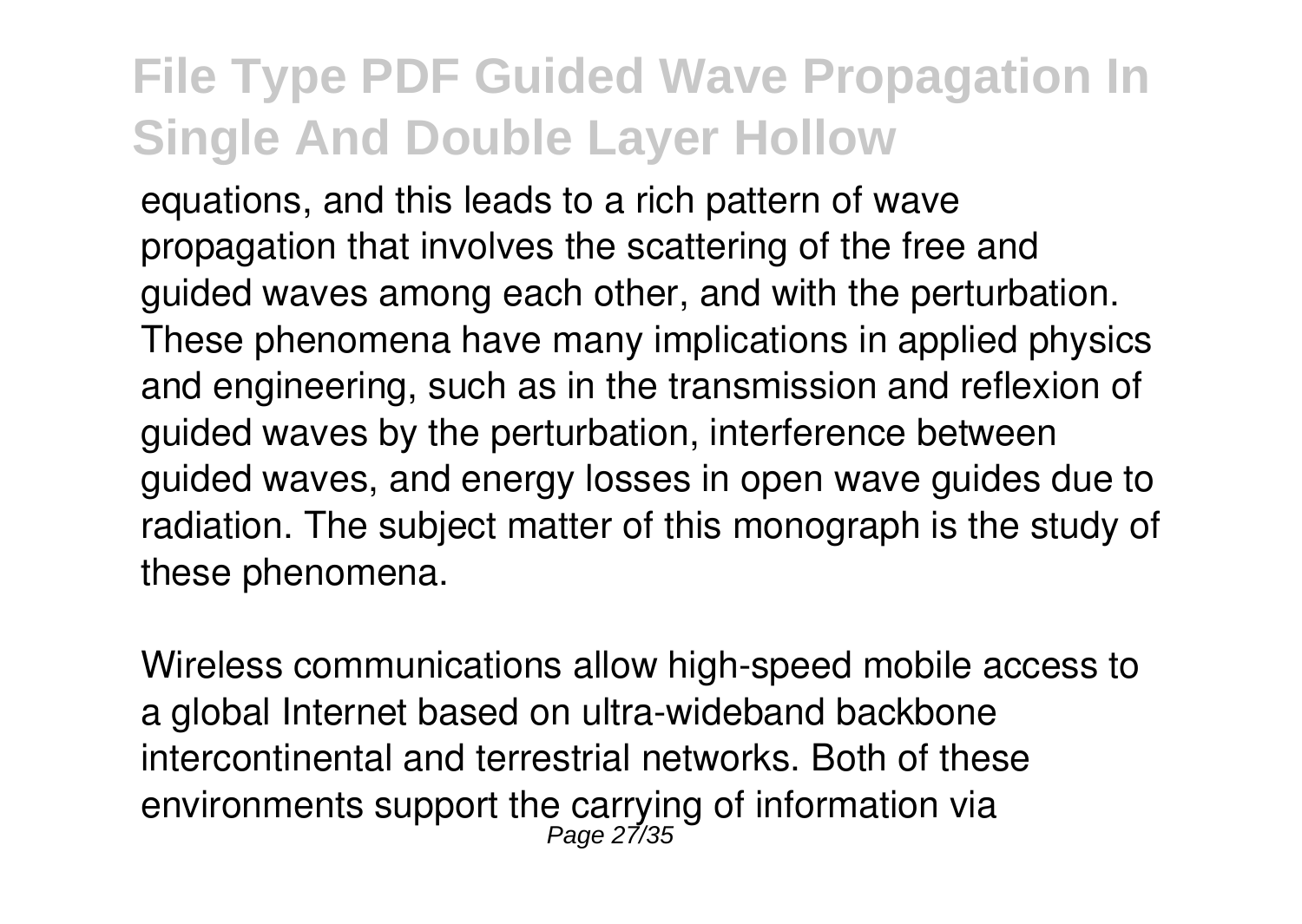equations, and this leads to a rich pattern of wave propagation that involves the scattering of the free and guided waves among each other, and with the perturbation. These phenomena have many implications in applied physics and engineering, such as in the transmission and reflexion of guided waves by the perturbation, interference between guided waves, and energy losses in open wave guides due to radiation. The subject matter of this monograph is the study of these phenomena.

Wireless communications allow high-speed mobile access to a global Internet based on ultra-wideband backbone intercontinental and terrestrial networks. Both of these environments support the carrying of information via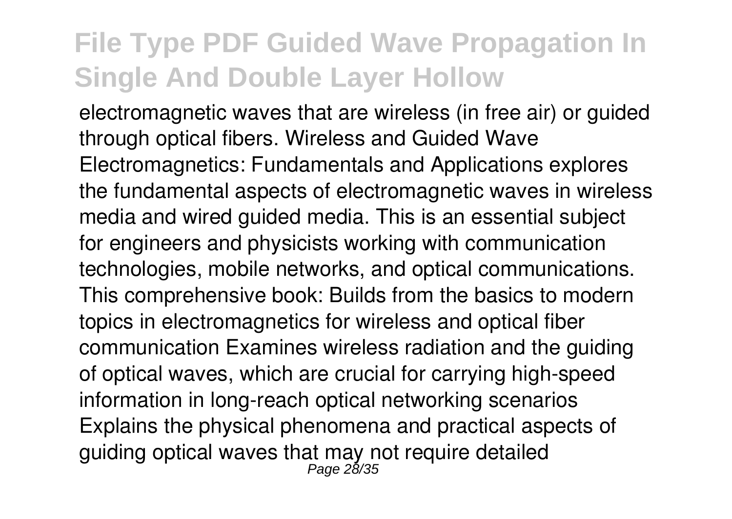electromagnetic waves that are wireless (in free air) or guided through optical fibers. Wireless and Guided Wave Electromagnetics: Fundamentals and Applications explores the fundamental aspects of electromagnetic waves in wireless media and wired guided media. This is an essential subject for engineers and physicists working with communication technologies, mobile networks, and optical communications. This comprehensive book: Builds from the basics to modern topics in electromagnetics for wireless and optical fiber communication Examines wireless radiation and the guiding of optical waves, which are crucial for carrying high-speed information in long-reach optical networking scenarios Explains the physical phenomena and practical aspects of guiding optical waves that may not require detailed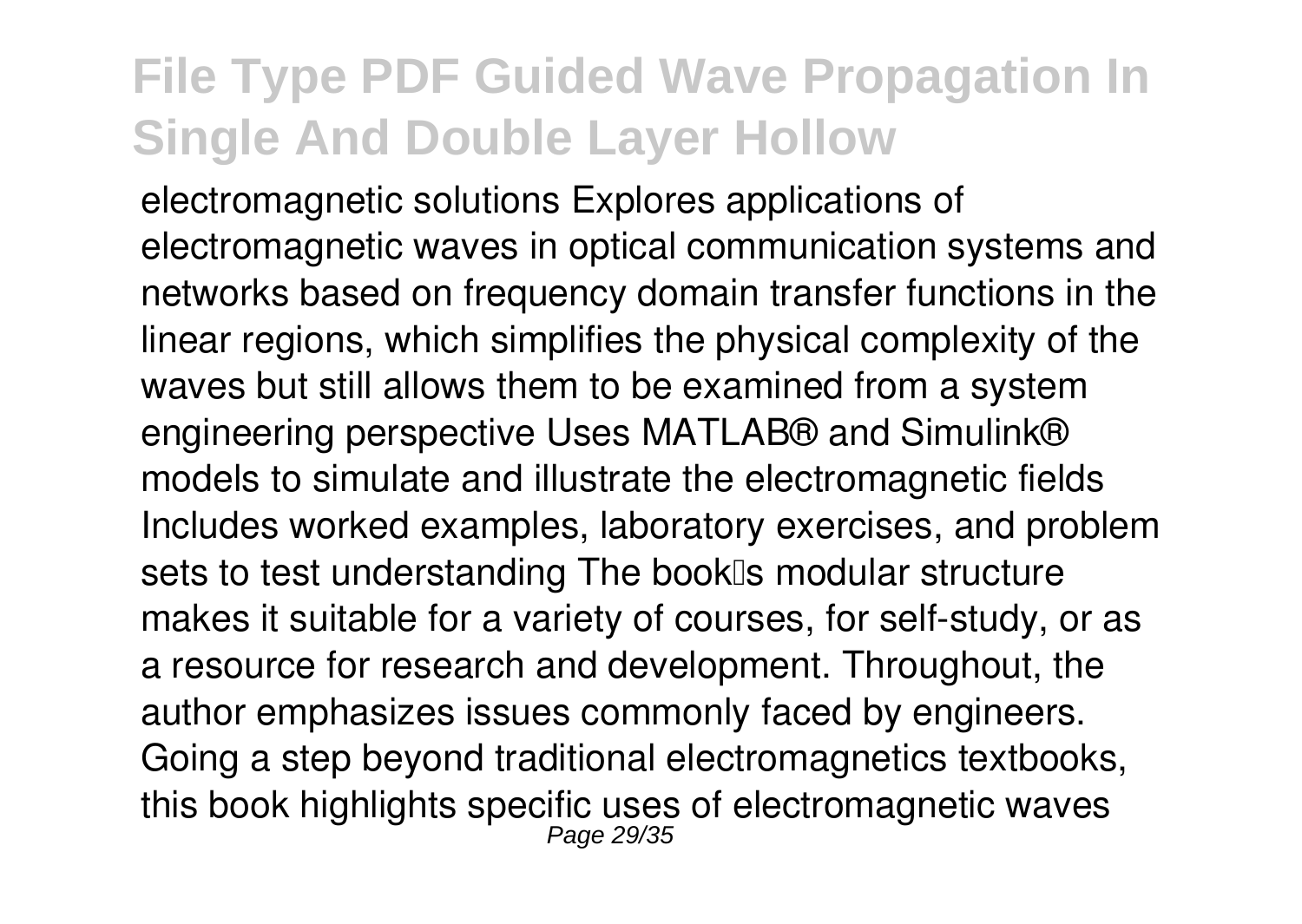electromagnetic solutions Explores applications of electromagnetic waves in optical communication systems and networks based on frequency domain transfer functions in the linear regions, which simplifies the physical complexity of the waves but still allows them to be examined from a system engineering perspective Uses MATLAB® and Simulink® models to simulate and illustrate the electromagnetic fields Includes worked examples, laboratory exercises, and problem sets to test understanding The book's modular structure makes it suitable for a variety of courses, for self-study, or as a resource for research and development. Throughout, the author emphasizes issues commonly faced by engineers. Going a step beyond traditional electromagnetics textbooks, this book highlights specific uses of electromagnetic waves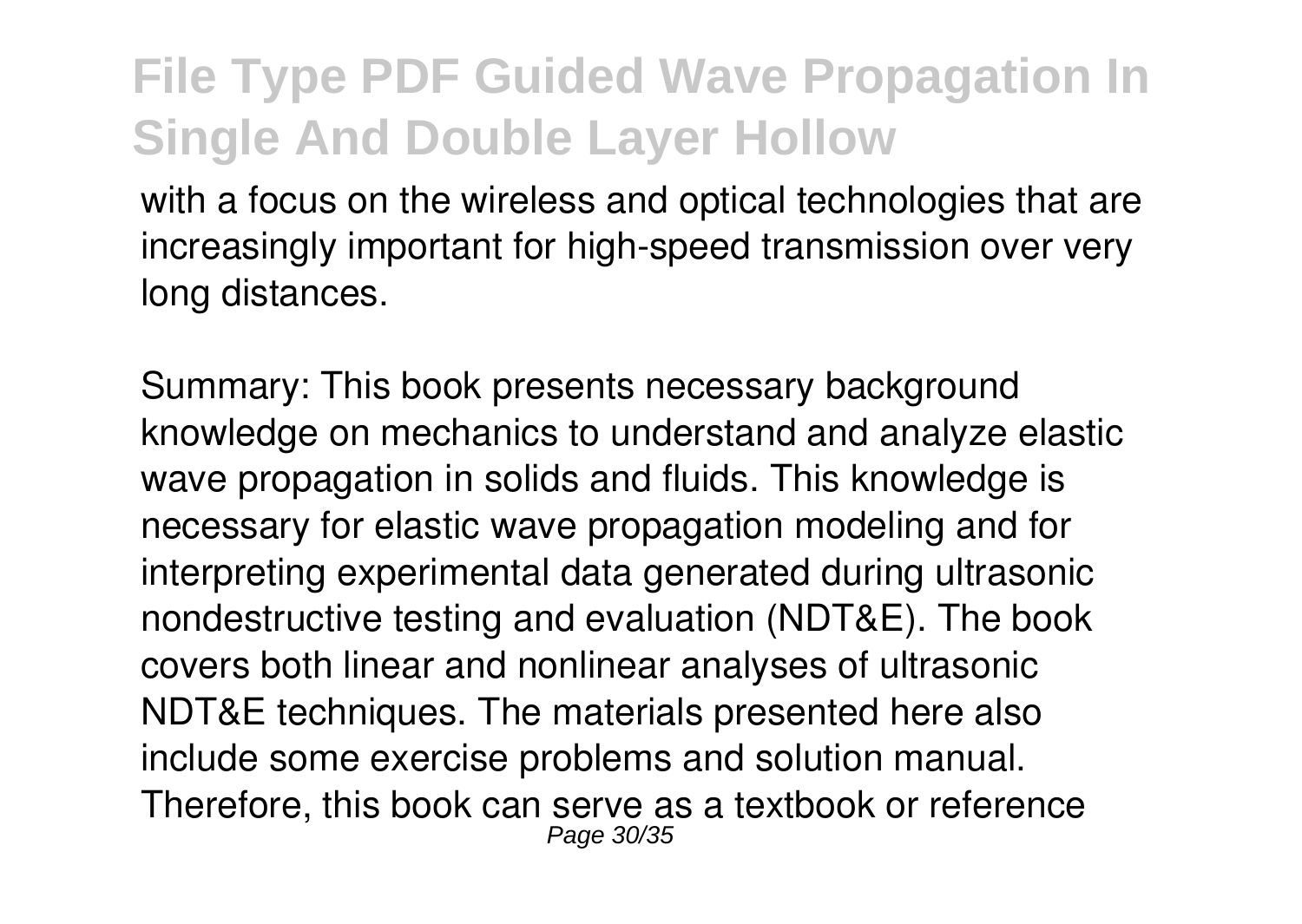with a focus on the wireless and optical technologies that are increasingly important for high-speed transmission over very long distances.

Summary: This book presents necessary background knowledge on mechanics to understand and analyze elastic wave propagation in solids and fluids. This knowledge is necessary for elastic wave propagation modeling and for interpreting experimental data generated during ultrasonic nondestructive testing and evaluation (NDT&E). The book covers both linear and nonlinear analyses of ultrasonic NDT&E techniques. The materials presented here also include some exercise problems and solution manual. Therefore, this book can serve as a textbook or reference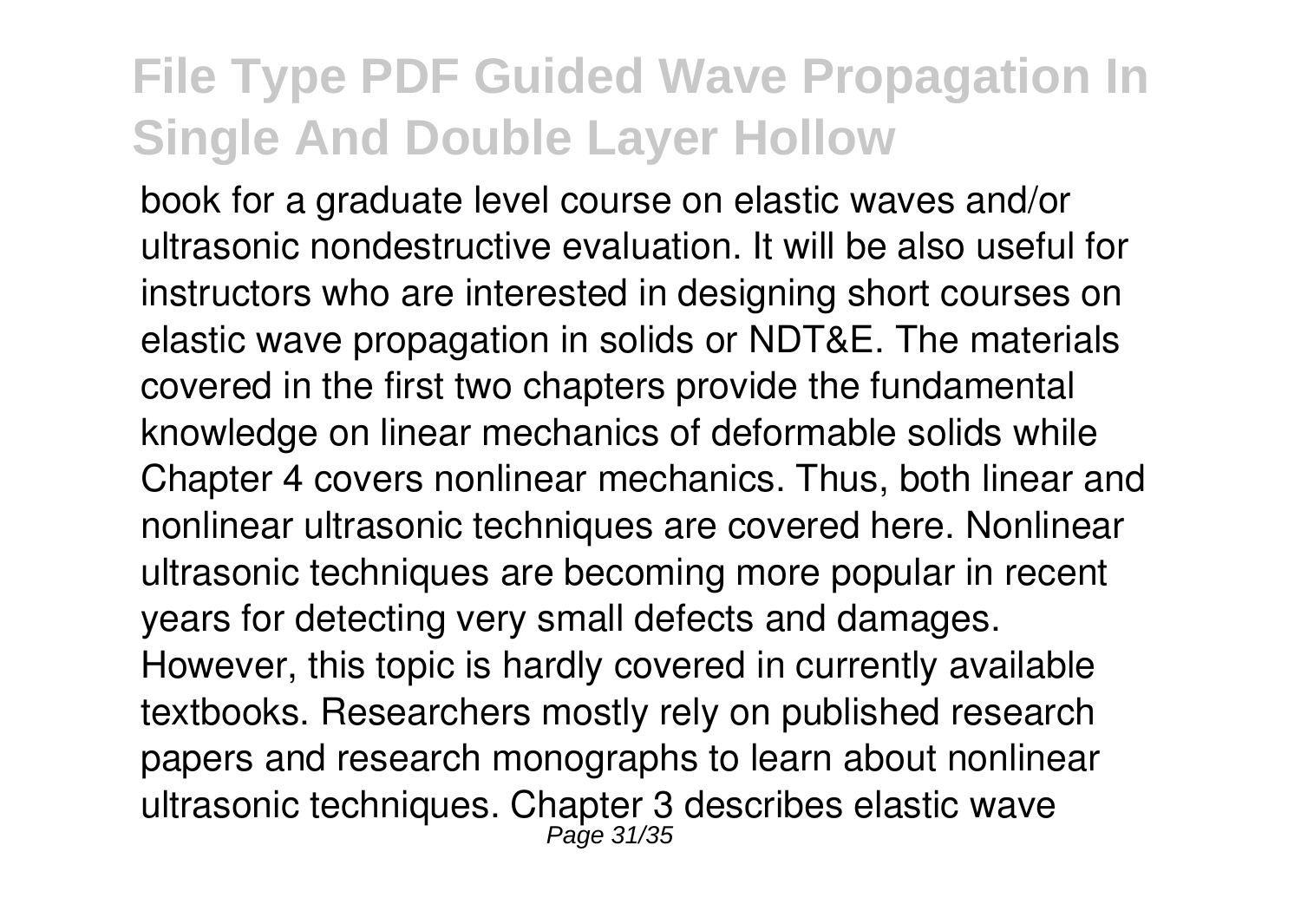book for a graduate level course on elastic waves and/or ultrasonic nondestructive evaluation. It will be also useful for instructors who are interested in designing short courses on elastic wave propagation in solids or NDT&E. The materials covered in the first two chapters provide the fundamental knowledge on linear mechanics of deformable solids while Chapter 4 covers nonlinear mechanics. Thus, both linear and nonlinear ultrasonic techniques are covered here. Nonlinear ultrasonic techniques are becoming more popular in recent years for detecting very small defects and damages. However, this topic is hardly covered in currently available textbooks. Researchers mostly rely on published research papers and research monographs to learn about nonlinear ultrasonic techniques. Chapter 3 describes elastic wave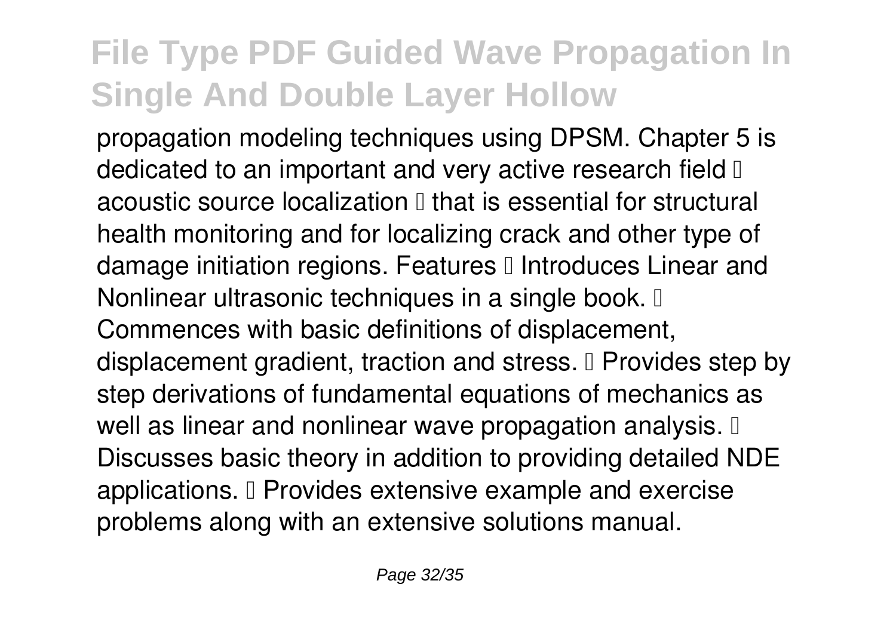propagation modeling techniques using DPSM. Chapter 5 is dedicated to an important and very active research field  acoustic source localization  that is essential for structural health monitoring and for localizing crack and other type of damage initiation regions. Features  Introduces Linear and Nonlinear ultrasonic techniques in a single book.  Commences with basic definitions of displacement, displacement gradient, traction and stress.  Provides step by step derivations of fundamental equations of mechanics as well as linear and nonlinear wave propagation analysis.  Discusses basic theory in addition to providing detailed NDE applications.  Provides extensive example and exercise problems along with an extensive solutions manual.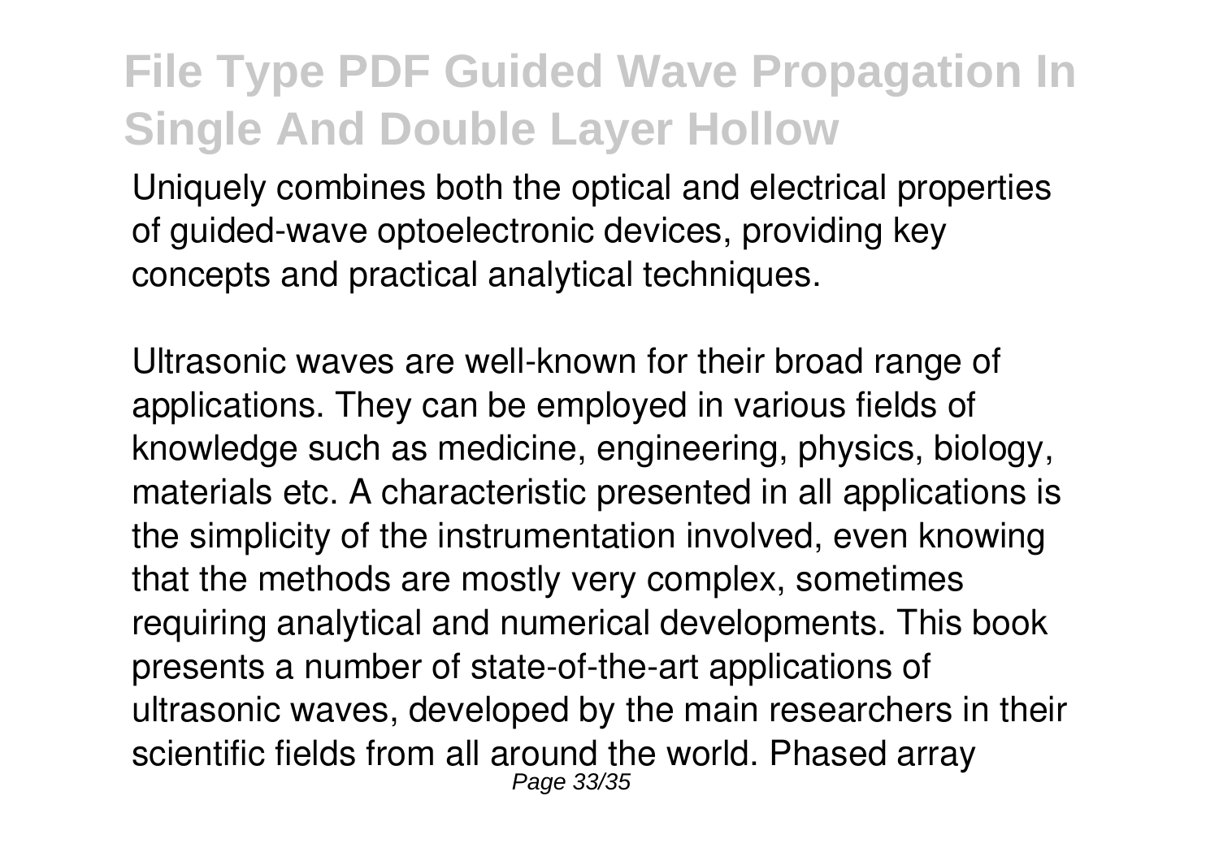Uniquely combines both the optical and electrical properties of guided-wave optoelectronic devices, providing key concepts and practical analytical techniques.

Ultrasonic waves are well-known for their broad range of applications. They can be employed in various fields of knowledge such as medicine, engineering, physics, biology, materials etc. A characteristic presented in all applications is the simplicity of the instrumentation involved, even knowing that the methods are mostly very complex, sometimes requiring analytical and numerical developments. This book presents a number of state-of-the-art applications of ultrasonic waves, developed by the main researchers in their scientific fields from all around the world. Phased array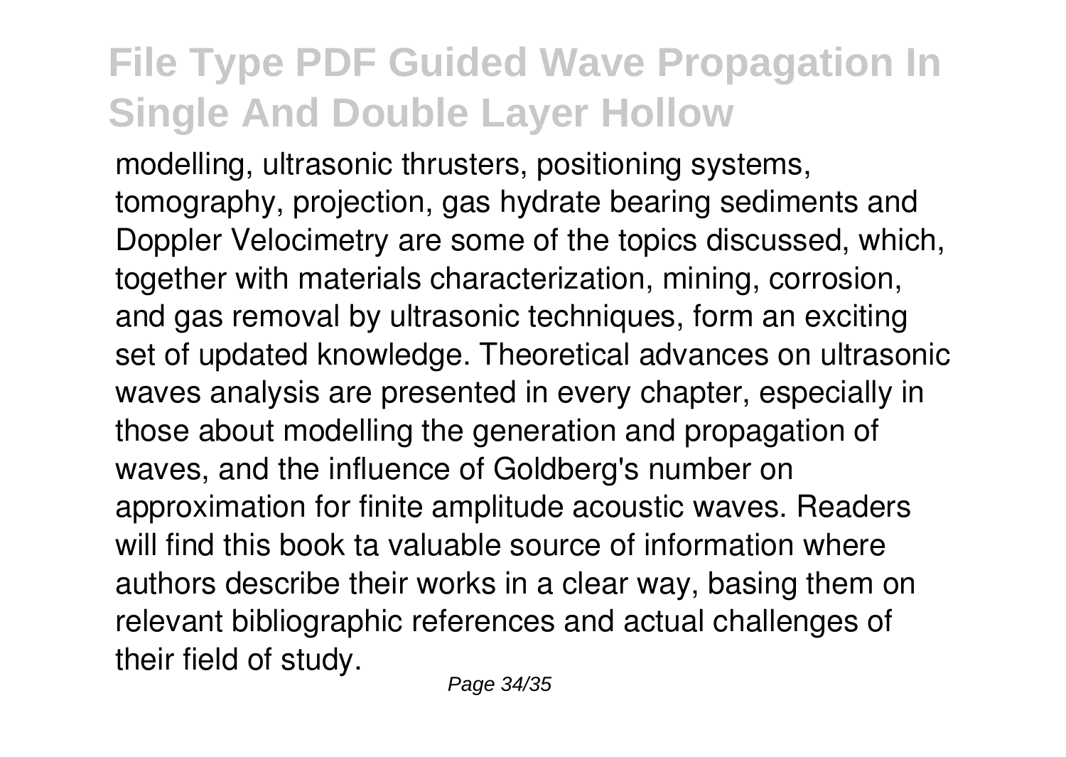modelling, ultrasonic thrusters, positioning systems, tomography, projection, gas hydrate bearing sediments and Doppler Velocimetry are some of the topics discussed, which, together with materials characterization, mining, corrosion, and gas removal by ultrasonic techniques, form an exciting set of updated knowledge. Theoretical advances on ultrasonic waves analysis are presented in every chapter, especially in those about modelling the generation and propagation of waves, and the influence of Goldberg's number on approximation for finite amplitude acoustic waves. Readers will find this book ta valuable source of information where authors describe their works in a clear way, basing them on relevant bibliographic references and actual challenges of their field of study.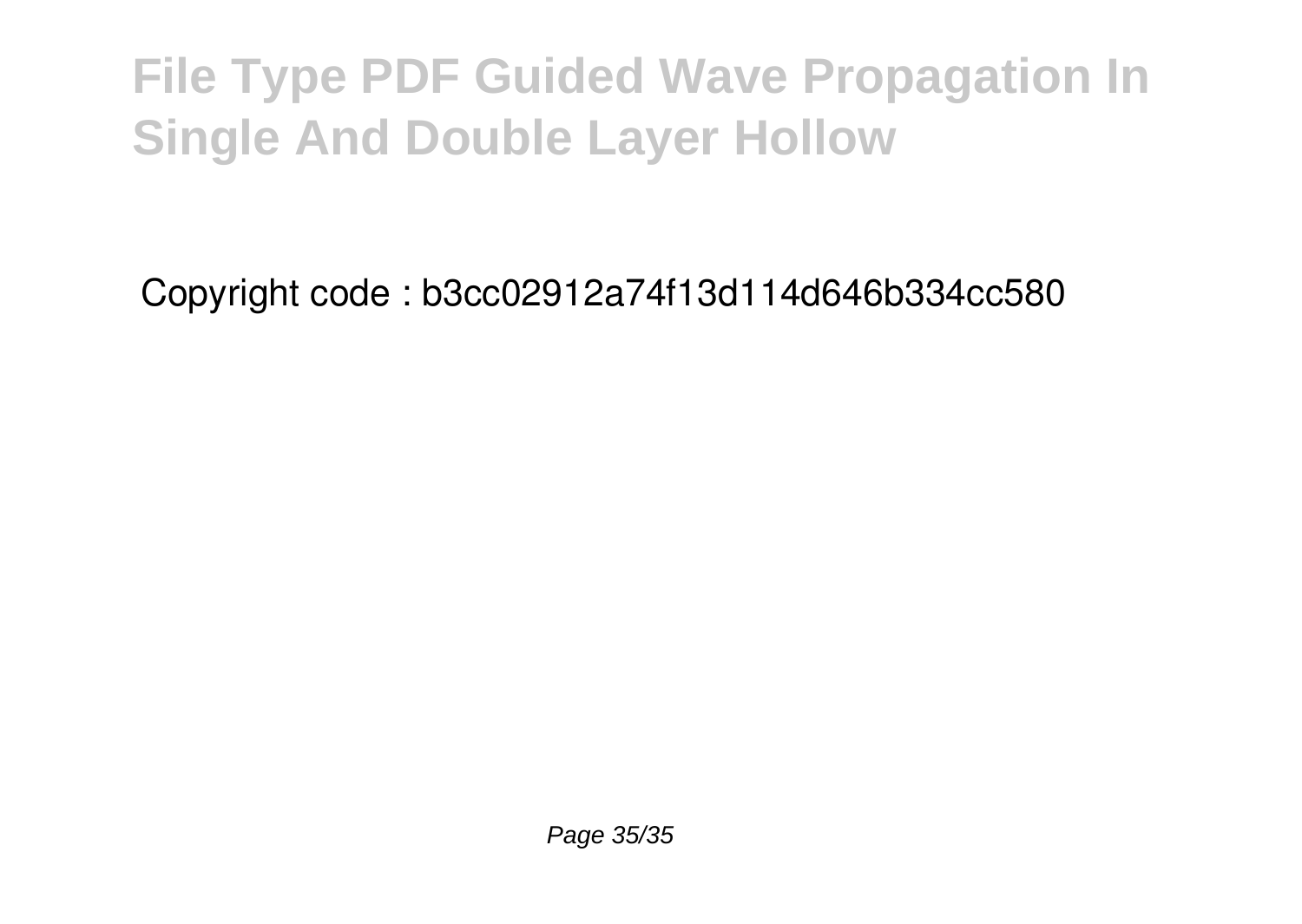Copyright code : b3cc02912a74f13d114d646b334cc580